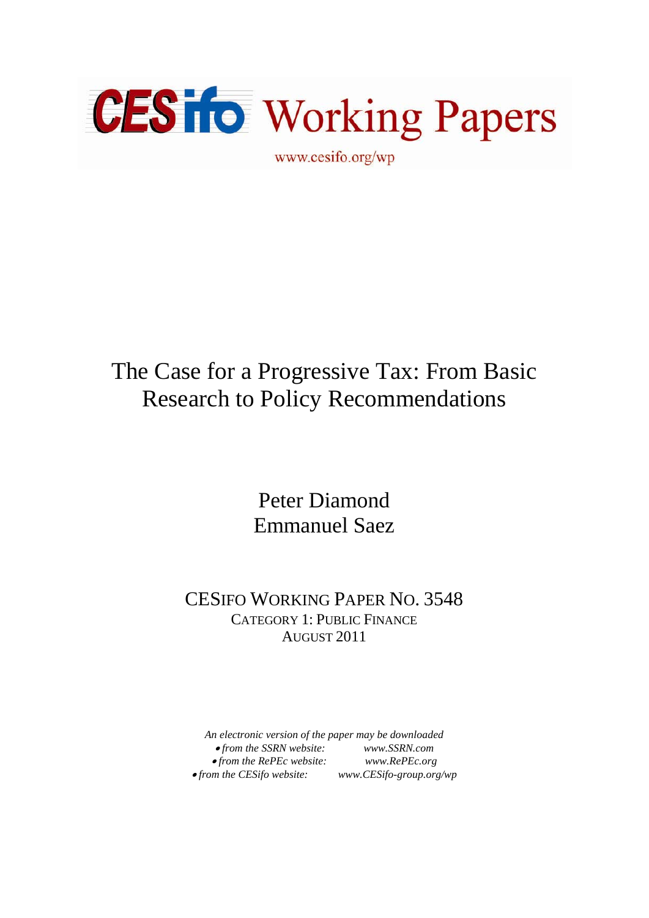CESifo Working Papers

www.cesifo.org/wp

# The Case for a Progressive Tax: From Basic Research to Policy Recommendations

Peter Diamond
Emmanuel Saez

CESIFO WORKING PAPER NO. 3548
CATEGORY 1: PUBLIC FINANCE
AUGUST 2011

*An electronic version of the paper may be downloaded*

- *from the SSRN website: www.SSRN.com*
- *from the RePEc website: www.RePEc.org*
- *from the CESifo website: www.CESifo-group.org/wp*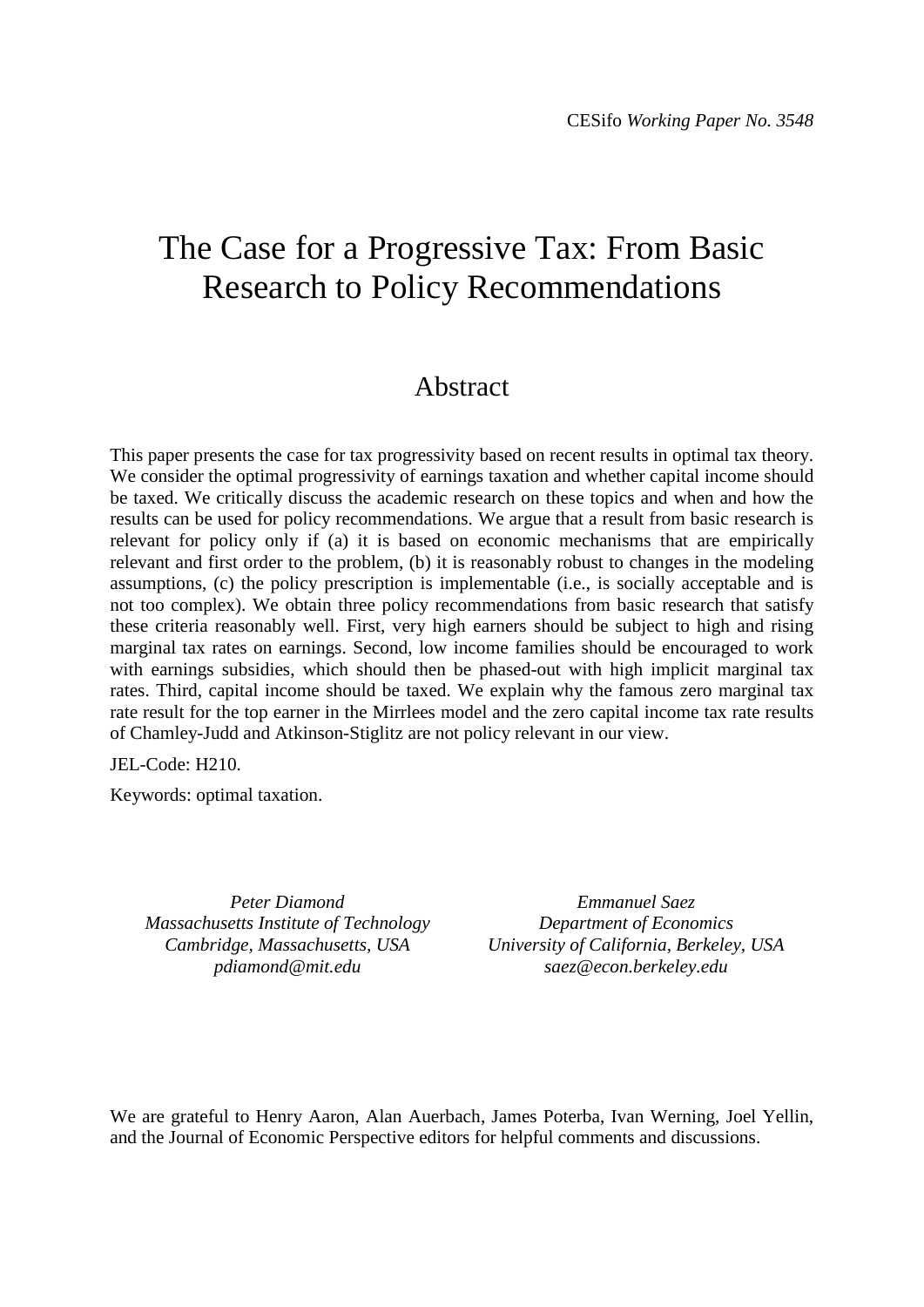CESifo *Working Paper No. 3548*

# The Case for a Progressive Tax: From Basic Research to Policy Recommendations

## Abstract

This paper presents the case for tax progressivity based on recent results in optimal tax theory. We consider the optimal progressivity of earnings taxation and whether capital income should be taxed. We critically discuss the academic research on these topics and when and how the results can be used for policy recommendations. We argue that a result from basic research is relevant for policy only if (a) it is based on economic mechanisms that are empirically relevant and first order to the problem, (b) it is reasonably robust to changes in the modeling assumptions, (c) the policy prescription is implementable (i.e., is socially acceptable and is not too complex). We obtain three policy recommendations from basic research that satisfy these criteria reasonably well. First, very high earners should be subject to high and rising marginal tax rates on earnings. Second, low income families should be encouraged to work with earnings subsidies, which should then be phased-out with high implicit marginal tax rates. Third, capital income should be taxed. We explain why the famous zero marginal tax rate result for the top earner in the Mirrlees model and the zero capital income tax rate results of Chamley-Judd and Atkinson-Stiglitz are not policy relevant in our view.

JEL-Code: H210.

Keywords: optimal taxation.

*Peter Diamond*
*Massachusetts Institute of Technology*
*Cambridge, Massachusetts, USA*
*pdiamond@mit.edu*

*Emmanuel Saez*
*Department of Economics*
*University of California, Berkeley, USA*
*saez@econ.berkeley.edu*

We are grateful to Henry Aaron, Alan Auerbach, James Poterba, Ivan Werning, Joel Yellin, and the Journal of Economic Perspective editors for helpful comments and discussions.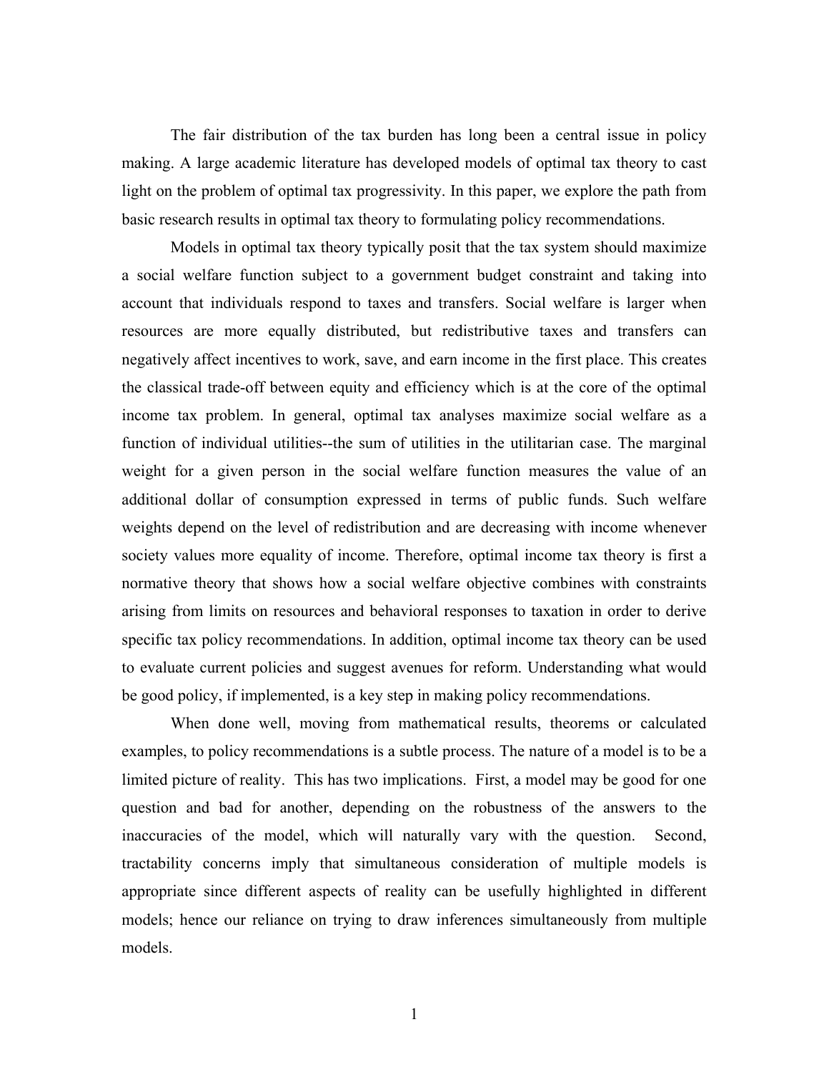The fair distribution of the tax burden has long been a central issue in policy making. A large academic literature has developed models of optimal tax theory to cast light on the problem of optimal tax progressivity. In this paper, we explore the path from basic research results in optimal tax theory to formulating policy recommendations.

Models in optimal tax theory typically posit that the tax system should maximize a social welfare function subject to a government budget constraint and taking into account that individuals respond to taxes and transfers. Social welfare is larger when resources are more equally distributed, but redistributive taxes and transfers can negatively affect incentives to work, save, and earn income in the first place. This creates the classical trade-off between equity and efficiency which is at the core of the optimal income tax problem. In general, optimal tax analyses maximize social welfare as a function of individual utilities--the sum of utilities in the utilitarian case. The marginal weight for a given person in the social welfare function measures the value of an additional dollar of consumption expressed in terms of public funds. Such welfare weights depend on the level of redistribution and are decreasing with income whenever society values more equality of income. Therefore, optimal income tax theory is first a normative theory that shows how a social welfare objective combines with constraints arising from limits on resources and behavioral responses to taxation in order to derive specific tax policy recommendations. In addition, optimal income tax theory can be used to evaluate current policies and suggest avenues for reform. Understanding what would be good policy, if implemented, is a key step in making policy recommendations.

When done well, moving from mathematical results, theorems or calculated examples, to policy recommendations is a subtle process. The nature of a model is to be a limited picture of reality. This has two implications. First, a model may be good for one question and bad for another, depending on the robustness of the answers to the inaccuracies of the model, which will naturally vary with the question. Second, tractability concerns imply that simultaneous consideration of multiple models is appropriate since different aspects of reality can be usefully highlighted in different models; hence our reliance on trying to draw inferences simultaneously from multiple models.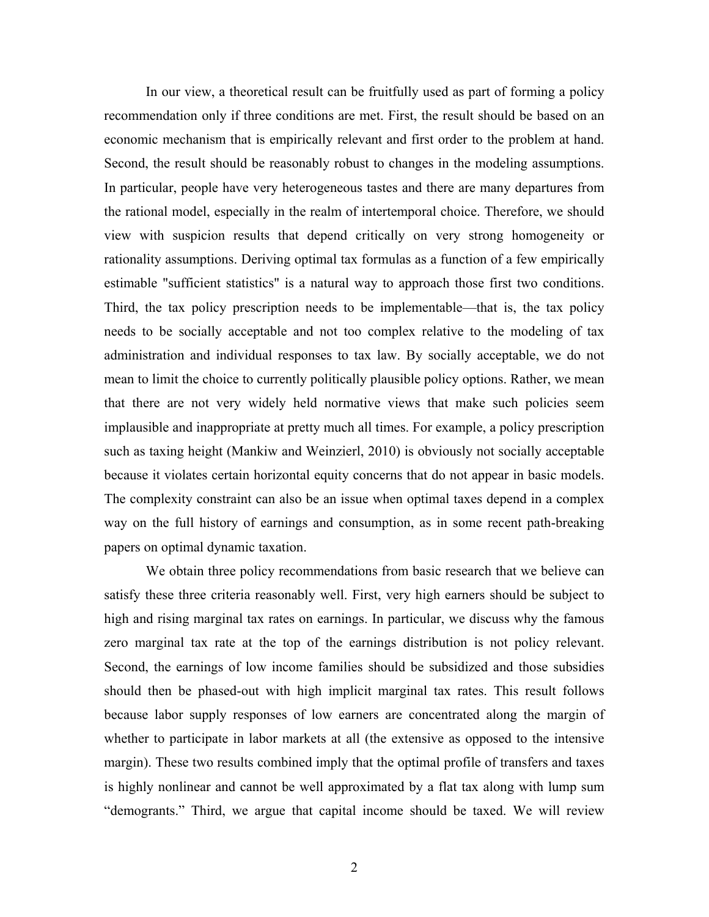In our view, a theoretical result can be fruitfully used as part of forming a policy recommendation only if three conditions are met. First, the result should be based on an economic mechanism that is empirically relevant and first order to the problem at hand. Second, the result should be reasonably robust to changes in the modeling assumptions. In particular, people have very heterogeneous tastes and there are many departures from the rational model, especially in the realm of intertemporal choice. Therefore, we should view with suspicion results that depend critically on very strong homogeneity or rationality assumptions. Deriving optimal tax formulas as a function of a few empirically estimable "sufficient statistics" is a natural way to approach those first two conditions. Third, the tax policy prescription needs to be implementable—that is, the tax policy needs to be socially acceptable and not too complex relative to the modeling of tax administration and individual responses to tax law. By socially acceptable, we do not mean to limit the choice to currently politically plausible policy options. Rather, we mean that there are not very widely held normative views that make such policies seem implausible and inappropriate at pretty much all times. For example, a policy prescription such as taxing height (Mankiw and Weinzierl, 2010) is obviously not socially acceptable because it violates certain horizontal equity concerns that do not appear in basic models. The complexity constraint can also be an issue when optimal taxes depend in a complex way on the full history of earnings and consumption, as in some recent path-breaking papers on optimal dynamic taxation.

We obtain three policy recommendations from basic research that we believe can satisfy these three criteria reasonably well. First, very high earners should be subject to high and rising marginal tax rates on earnings. In particular, we discuss why the famous zero marginal tax rate at the top of the earnings distribution is not policy relevant. Second, the earnings of low income families should be subsidized and those subsidies should then be phased-out with high implicit marginal tax rates. This result follows because labor supply responses of low earners are concentrated along the margin of whether to participate in labor markets at all (the extensive as opposed to the intensive margin). These two results combined imply that the optimal profile of transfers and taxes is highly nonlinear and cannot be well approximated by a flat tax along with lump sum "demogrants." Third, we argue that capital income should be taxed. We will review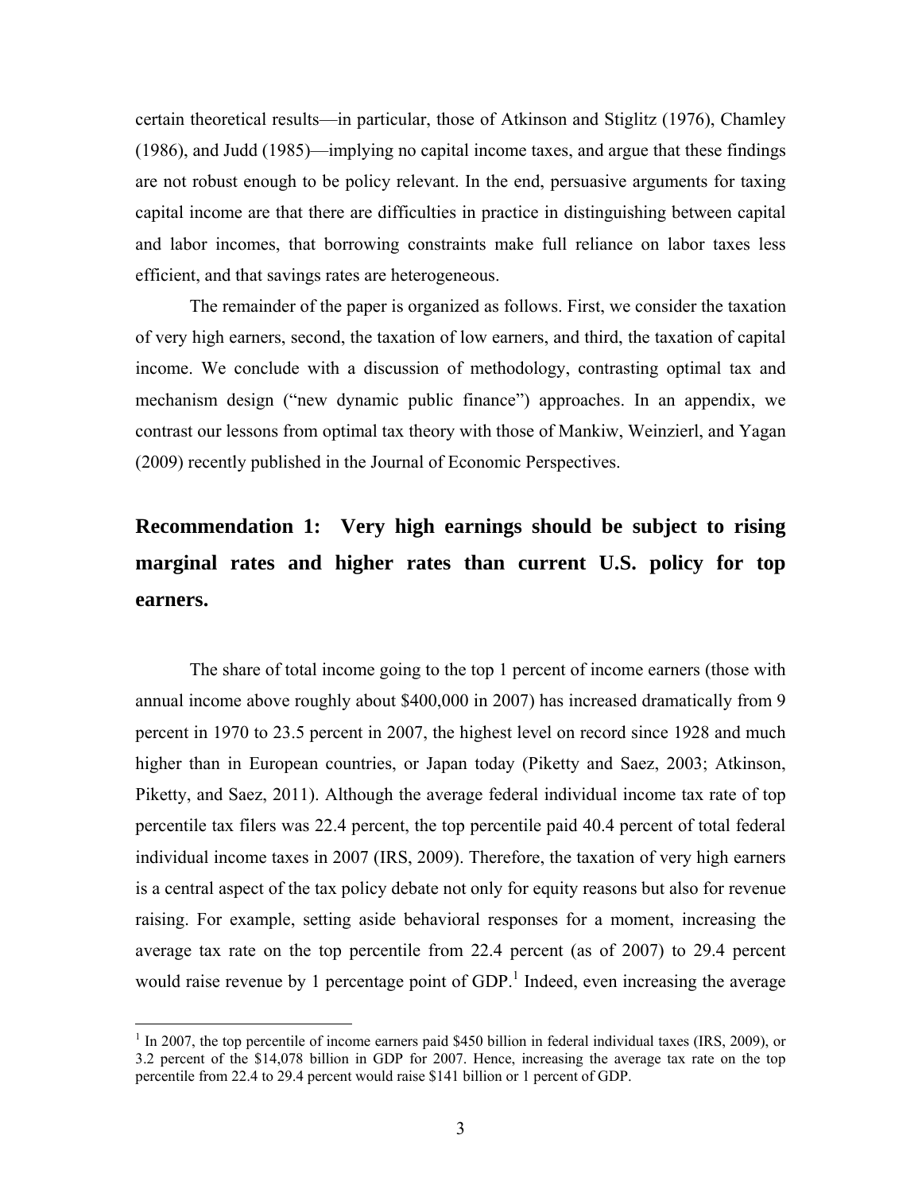certain theoretical results—in particular, those of Atkinson and Stiglitz (1976), Chamley (1986), and Judd (1985)—implying no capital income taxes, and argue that these findings are not robust enough to be policy relevant. In the end, persuasive arguments for taxing capital income are that there are difficulties in practice in distinguishing between capital and labor incomes, that borrowing constraints make full reliance on labor taxes less efficient, and that savings rates are heterogeneous.

The remainder of the paper is organized as follows. First, we consider the taxation of very high earners, second, the taxation of low earners, and third, the taxation of capital income. We conclude with a discussion of methodology, contrasting optimal tax and mechanism design ("new dynamic public finance") approaches. In an appendix, we contrast our lessons from optimal tax theory with those of Mankiw, Weinzierl, and Yagan (2009) recently published in the Journal of Economic Perspectives.

## Recommendation 1: Very high earnings should be subject to rising marginal rates and higher rates than current U.S. policy for top earners.

The share of total income going to the top 1 percent of income earners (those with annual income above roughly about \$400,000 in 2007) has increased dramatically from 9 percent in 1970 to 23.5 percent in 2007, the highest level on record since 1928 and much higher than in European countries, or Japan today (Piketty and Saez, 2003; Atkinson, Piketty, and Saez, 2011). Although the average federal individual income tax rate of top percentile tax filers was 22.4 percent, the top percentile paid 40.4 percent of total federal individual income taxes in 2007 (IRS, 2009). Therefore, the taxation of very high earners is a central aspect of the tax policy debate not only for equity reasons but also for revenue raising. For example, setting aside behavioral responses for a moment, increasing the average tax rate on the top percentile from 22.4 percent (as of 2007) to 29.4 percent would raise revenue by 1 percentage point of GDP.[1] Indeed, even increasing the average

---

[1] In 2007, the top percentile of income earners paid \$450 billion in federal individual taxes (IRS, 2009), or 3.2 percent of the \$14,078 billion in GDP for 2007. Hence, increasing the average tax rate on the top percentile from 22.4 to 29.4 percent would raise \$141 billion or 1 percent of GDP.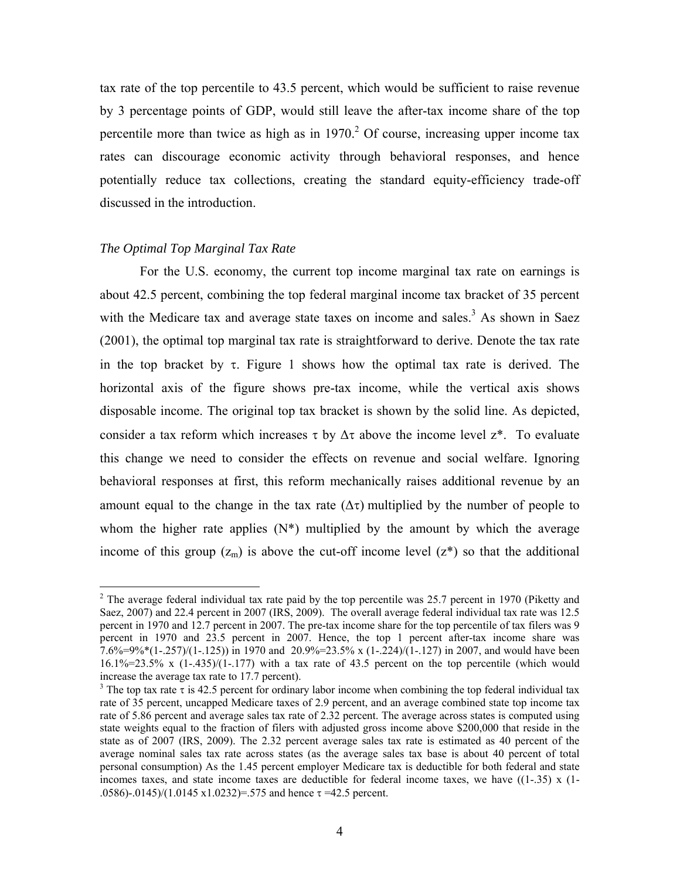tax rate of the top percentile to 43.5 percent, which would be sufficient to raise revenue by 3 percentage points of GDP, would still leave the after-tax income share of the top percentile more than twice as high as in 1970.[2] Of course, increasing upper income tax rates can discourage economic activity through behavioral responses, and hence potentially reduce tax collections, creating the standard equity-efficiency trade-off discussed in the introduction.

*The Optimal Top Marginal Tax Rate*

For the U.S. economy, the current top income marginal tax rate on earnings is about 42.5 percent, combining the top federal marginal income tax bracket of 35 percent with the Medicare tax and average state taxes on income and sales.[3] As shown in Saez (2001), the optimal top marginal tax rate is straightforward to derive. Denote the tax rate in the top bracket by $\tau$. Figure 1 shows how the optimal tax rate is derived. The horizontal axis of the figure shows pre-tax income, while the vertical axis shows disposable income. The original top tax bracket is shown by the solid line. As depicted, consider a tax reform which increases $\tau$ by $\Delta\tau$ above the income level $z^*$. To evaluate this change we need to consider the effects on revenue and social welfare. Ignoring behavioral responses at first, this reform mechanically raises additional revenue by an amount equal to the change in the tax rate ($\Delta\tau$) multiplied by the number of people to whom the higher rate applies ($N^*$) multiplied by the amount by which the average income of this group ($z_m$) is above the cut-off income level ($z^*$) so that the additional

[2] The average federal individual tax rate paid by the top percentile was 25.7 percent in 1970 (Piketty and Saez, 2007) and 22.4 percent in 2007 (IRS, 2009). The overall average federal individual tax rate was 12.5 percent in 1970 and 12.7 percent in 2007. The pre-tax income share for the top percentile of tax filers was 9 percent in 1970 and 23.5 percent in 2007. Hence, the top 1 percent after-tax income share was 7.6%=9%*(1-.257)/(1-.125)) in 1970 and 20.9%=23.5% x (1-.224)/(1-.127) in 2007, and would have been 16.1%=23.5% x (1-.435)/(1-.177) with a tax rate of 43.5 percent on the top percentile (which would increase the average tax rate to 17.7 percent).

[3] The top tax rate $\tau$ is 42.5 percent for ordinary labor income when combining the top federal individual tax rate of 35 percent, uncapped Medicare taxes of 2.9 percent, and an average combined state top income tax rate of 5.86 percent and average sales tax rate of 2.32 percent. The average across states is computed using state weights equal to the fraction of filers with adjusted gross income above \$200,000 that reside in the state as of 2007 (IRS, 2009). The 2.32 percent average sales tax rate is estimated as 40 percent of the average nominal sales tax rate across states (as the average sales tax base is about 40 percent of total personal consumption) As the 1.45 percent employer Medicare tax is deductible for both federal and state incomes taxes, and state income taxes are deductible for federal income taxes, we have ((1-.35) x (1-.0586)-.0145)/(1.0145 x1.0232)=.575 and hence $\tau$ =42.5 percent.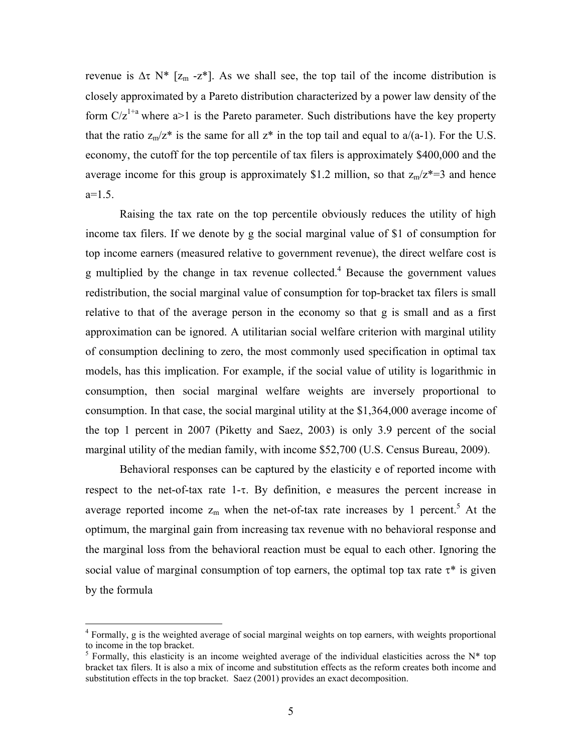revenue is $\Delta\tau\ N^*\ [z_m - z^*]$. As we shall see, the top tail of the income distribution is closely approximated by a Pareto distribution characterized by a power law density of the form $C/z^{1+a}$ where $a>1$ is the Pareto parameter. Such distributions have the key property that the ratio $z_m/z^*$ is the same for all $z^*$ in the top tail and equal to $a/(a-1)$. For the U.S. economy, the cutoff for the top percentile of tax filers is approximately \$400,000 and the average income for this group is approximately \$1.2 million, so that $z_m/z^*=3$ and hence $a=1.5$.

Raising the tax rate on the top percentile obviously reduces the utility of high income tax filers. If we denote by g the social marginal value of \$1 of consumption for top income earners (measured relative to government revenue), the direct welfare cost is g multiplied by the change in tax revenue collected.[4] Because the government values redistribution, the social marginal value of consumption for top-bracket tax filers is small relative to that of the average person in the economy so that g is small and as a first approximation can be ignored. A utilitarian social welfare criterion with marginal utility of consumption declining to zero, the most commonly used specification in optimal tax models, has this implication. For example, if the social value of utility is logarithmic in consumption, then social marginal welfare weights are inversely proportional to consumption. In that case, the social marginal utility at the \$1,364,000 average income of the top 1 percent in 2007 (Piketty and Saez, 2003) is only 3.9 percent of the social marginal utility of the median family, with income \$52,700 (U.S. Census Bureau, 2009).

Behavioral responses can be captured by the elasticity e of reported income with respect to the net-of-tax rate $1-\tau$. By definition, e measures the percent increase in average reported income $z_m$ when the net-of-tax rate increases by 1 percent.[5] At the optimum, the marginal gain from increasing tax revenue with no behavioral response and the marginal loss from the behavioral reaction must be equal to each other. Ignoring the social value of marginal consumption of top earners, the optimal top tax rate $\tau^*$ is given by the formula

---

[4] Formally, g is the weighted average of social marginal weights on top earners, with weights proportional to income in the top bracket.

[5] Formally, this elasticity is an income weighted average of the individual elasticities across the $N^*$ top bracket tax filers. It is also a mix of income and substitution effects as the reform creates both income and substitution effects in the top bracket. Saez (2001) provides an exact decomposition.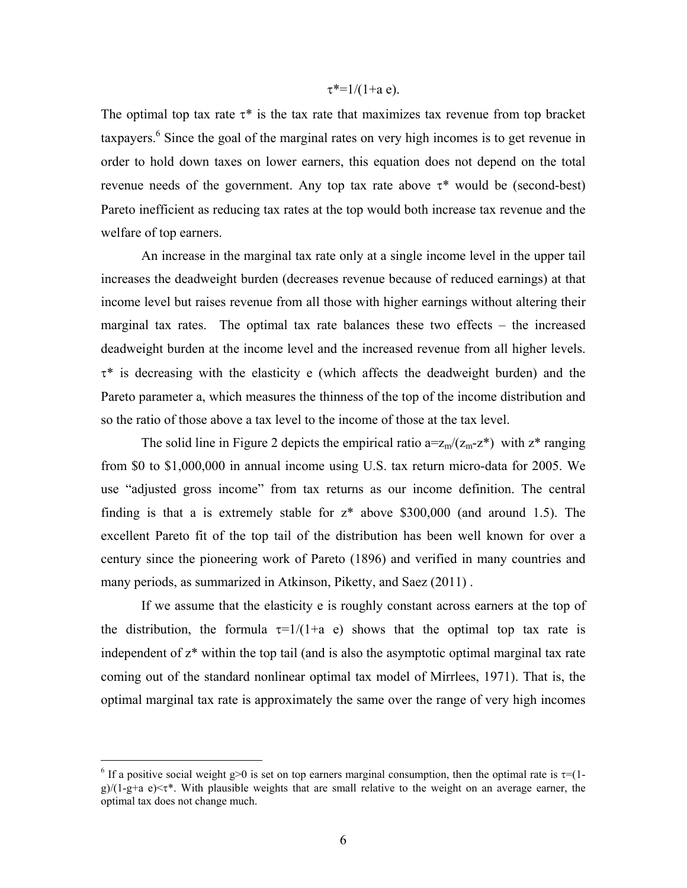$$\tau^* = 1/(1+a\ e).$$

The optimal top tax rate $\tau^*$ is the tax rate that maximizes tax revenue from top bracket taxpayers.[6] Since the goal of the marginal rates on very high incomes is to get revenue in order to hold down taxes on lower earners, this equation does not depend on the total revenue needs of the government. Any top tax rate above $\tau^*$ would be (second-best) Pareto inefficient as reducing tax rates at the top would both increase tax revenue and the welfare of top earners.

An increase in the marginal tax rate only at a single income level in the upper tail increases the deadweight burden (decreases revenue because of reduced earnings) at that income level but raises revenue from all those with higher earnings without altering their marginal tax rates. The optimal tax rate balances these two effects – the increased deadweight burden at the income level and the increased revenue from all higher levels. $\tau^*$ is decreasing with the elasticity e (which affects the deadweight burden) and the Pareto parameter a, which measures the thinness of the top of the income distribution and so the ratio of those above a tax level to the income of those at the tax level.

The solid line in Figure 2 depicts the empirical ratio $a=z_m/(z_m-z^*)$ with $z^*$ ranging from \$0 to \$1,000,000 in annual income using U.S. tax return micro-data for 2005. We use "adjusted gross income" from tax returns as our income definition. The central finding is that a is extremely stable for $z^*$ above \$300,000 (and around 1.5). The excellent Pareto fit of the top tail of the distribution has been well known for over a century since the pioneering work of Pareto (1896) and verified in many countries and many periods, as summarized in Atkinson, Piketty, and Saez (2011) .

If we assume that the elasticity e is roughly constant across earners at the top of the distribution, the formula $\tau=1/(1+a\ e)$ shows that the optimal top tax rate is independent of $z^*$ within the top tail (and is also the asymptotic optimal marginal tax rate coming out of the standard nonlinear optimal tax model of Mirrlees, 1971). That is, the optimal marginal tax rate is approximately the same over the range of very high incomes

[6] If a positive social weight $g>0$ is set on top earners marginal consumption, then the optimal rate is $\tau=(1-g)/(1-g+a\ e)<\tau^*$. With plausible weights that are small relative to the weight on an average earner, the optimal tax does not change much.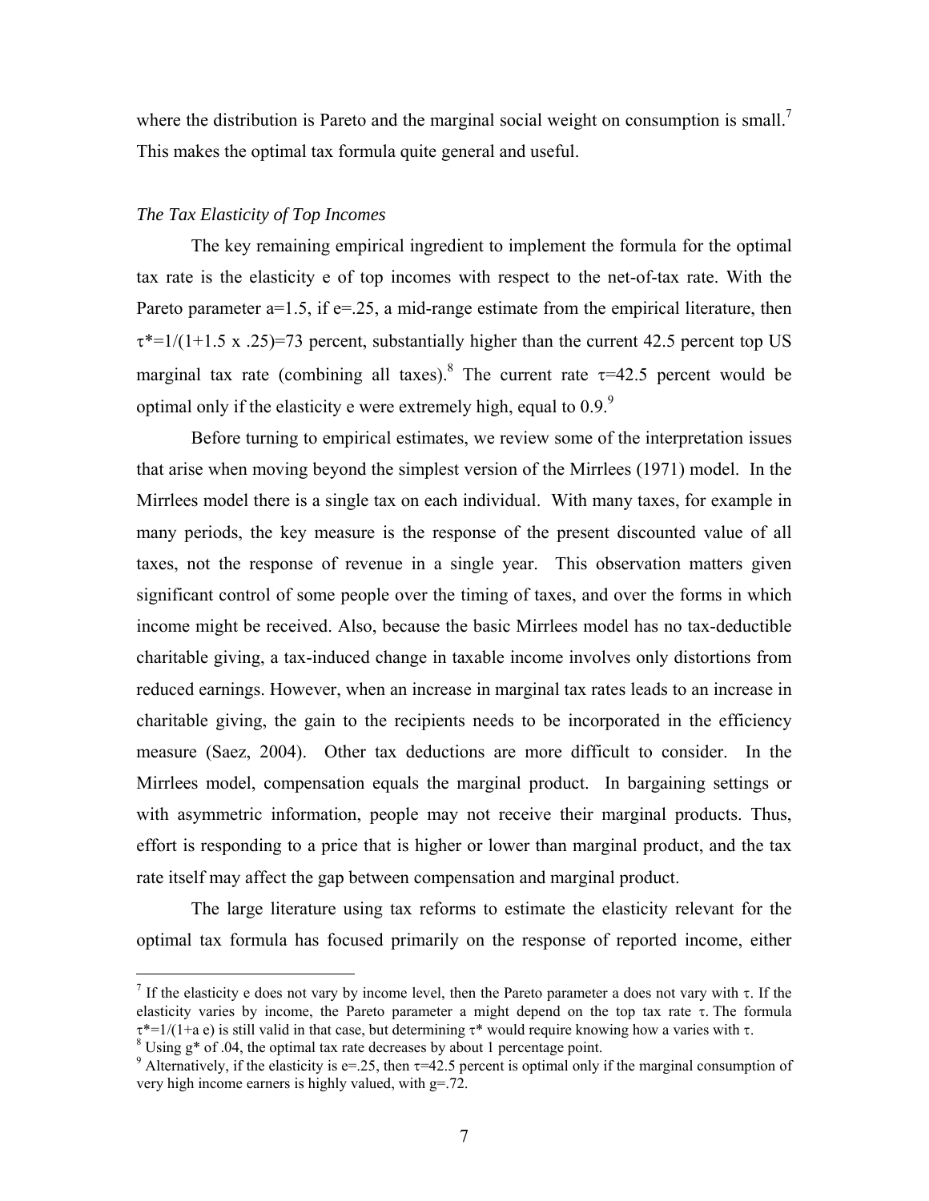where the distribution is Pareto and the marginal social weight on consumption is small.[7] This makes the optimal tax formula quite general and useful.

*The Tax Elasticity of Top Incomes*

The key remaining empirical ingredient to implement the formula for the optimal tax rate is the elasticity e of top incomes with respect to the net-of-tax rate. With the Pareto parameter a=1.5, if e=.25, a mid-range estimate from the empirical literature, then $\tau^*=1/(1+1.5 \times .25)=73$ percent, substantially higher than the current 42.5 percent top US marginal tax rate (combining all taxes).[8] The current rate $\tau$=42.5 percent would be optimal only if the elasticity e were extremely high, equal to 0.9.[9]

Before turning to empirical estimates, we review some of the interpretation issues that arise when moving beyond the simplest version of the Mirrlees (1971) model. In the Mirrlees model there is a single tax on each individual. With many taxes, for example in many periods, the key measure is the response of the present discounted value of all taxes, not the response of revenue in a single year. This observation matters given significant control of some people over the timing of taxes, and over the forms in which income might be received. Also, because the basic Mirrlees model has no tax-deductible charitable giving, a tax-induced change in taxable income involves only distortions from reduced earnings. However, when an increase in marginal tax rates leads to an increase in charitable giving, the gain to the recipients needs to be incorporated in the efficiency measure (Saez, 2004). Other tax deductions are more difficult to consider. In the Mirrlees model, compensation equals the marginal product. In bargaining settings or with asymmetric information, people may not receive their marginal products. Thus, effort is responding to a price that is higher or lower than marginal product, and the tax rate itself may affect the gap between compensation and marginal product.

The large literature using tax reforms to estimate the elasticity relevant for the optimal tax formula has focused primarily on the response of reported income, either

[7] If the elasticity e does not vary by income level, then the Pareto parameter a does not vary with $\tau$. If the elasticity varies by income, the Pareto parameter a might depend on the top tax rate $\tau$. The formula $\tau^*=1/(1+a\ e)$ is still valid in that case, but determining $\tau^*$ would require knowing how a varies with $\tau$.

[8] Using $g^*$ of .04, the optimal tax rate decreases by about 1 percentage point.

[9] Alternatively, if the elasticity is e=.25, then $\tau$=42.5 percent is optimal only if the marginal consumption of very high income earners is highly valued, with g=.72.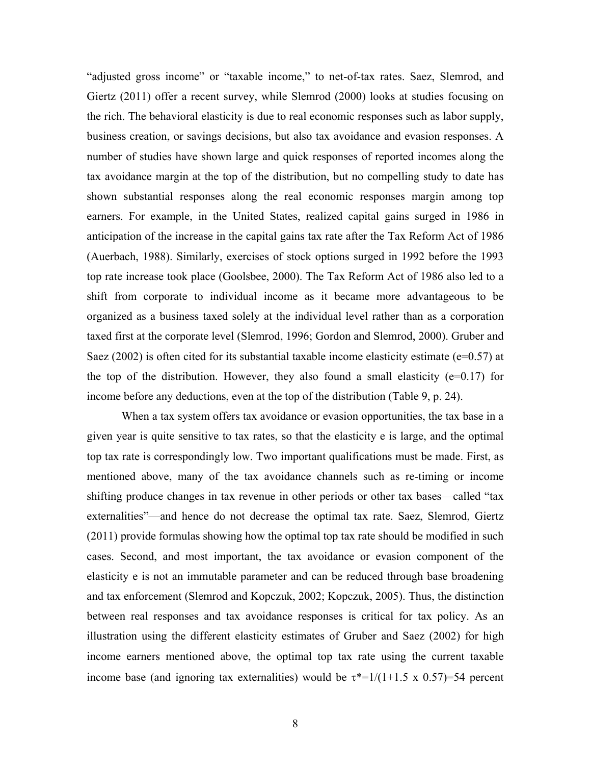"adjusted gross income" or "taxable income," to net-of-tax rates. Saez, Slemrod, and Giertz (2011) offer a recent survey, while Slemrod (2000) looks at studies focusing on the rich. The behavioral elasticity is due to real economic responses such as labor supply, business creation, or savings decisions, but also tax avoidance and evasion responses. A number of studies have shown large and quick responses of reported incomes along the tax avoidance margin at the top of the distribution, but no compelling study to date has shown substantial responses along the real economic responses margin among top earners. For example, in the United States, realized capital gains surged in 1986 in anticipation of the increase in the capital gains tax rate after the Tax Reform Act of 1986 (Auerbach, 1988). Similarly, exercises of stock options surged in 1992 before the 1993 top rate increase took place (Goolsbee, 2000). The Tax Reform Act of 1986 also led to a shift from corporate to individual income as it became more advantageous to be organized as a business taxed solely at the individual level rather than as a corporation taxed first at the corporate level (Slemrod, 1996; Gordon and Slemrod, 2000). Gruber and Saez (2002) is often cited for its substantial taxable income elasticity estimate ($e=0.57$) at the top of the distribution. However, they also found a small elasticity ($e=0.17$) for income before any deductions, even at the top of the distribution (Table 9, p. 24).

When a tax system offers tax avoidance or evasion opportunities, the tax base in a given year is quite sensitive to tax rates, so that the elasticity e is large, and the optimal top tax rate is correspondingly low. Two important qualifications must be made. First, as mentioned above, many of the tax avoidance channels such as re-timing or income shifting produce changes in tax revenue in other periods or other tax bases—called "tax externalities"—and hence do not decrease the optimal tax rate. Saez, Slemrod, Giertz (2011) provide formulas showing how the optimal top tax rate should be modified in such cases. Second, and most important, the tax avoidance or evasion component of the elasticity e is not an immutable parameter and can be reduced through base broadening and tax enforcement (Slemrod and Kopczuk, 2002; Kopczuk, 2005). Thus, the distinction between real responses and tax avoidance responses is critical for tax policy. As an illustration using the different elasticity estimates of Gruber and Saez (2002) for high income earners mentioned above, the optimal top tax rate using the current taxable income base (and ignoring tax externalities) would be $\tau^*=1/(1+1.5 \times 0.57)=54$ percent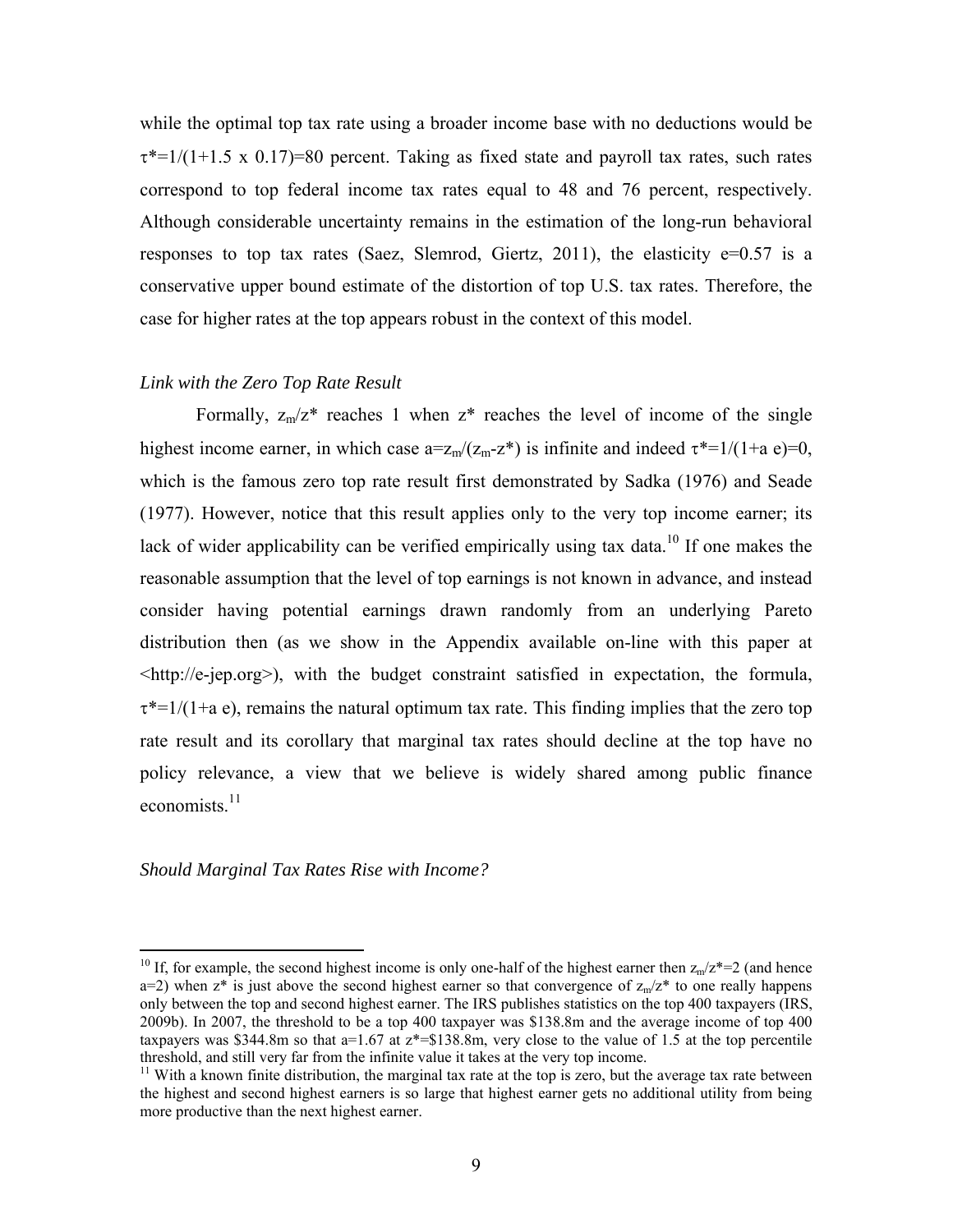while the optimal top tax rate using a broader income base with no deductions would be $\tau^*=1/(1+1.5 \times 0.17)=80$ percent. Taking as fixed state and payroll tax rates, such rates correspond to top federal income tax rates equal to 48 and 76 percent, respectively. Although considerable uncertainty remains in the estimation of the long-run behavioral responses to top tax rates (Saez, Slemrod, Giertz, 2011), the elasticity $e=0.57$ is a conservative upper bound estimate of the distortion of top U.S. tax rates. Therefore, the case for higher rates at the top appears robust in the context of this model.

### *Link with the Zero Top Rate Result*

Formally, $z_m/z^*$ reaches 1 when $z^*$ reaches the level of income of the single highest income earner, in which case $a=z_m/(z_m-z^*)$ is infinite and indeed $\tau^*=1/(1+a\ e)=0$, which is the famous zero top rate result first demonstrated by Sadka (1976) and Seade (1977). However, notice that this result applies only to the very top income earner; its lack of wider applicability can be verified empirically using tax data.[10] If one makes the reasonable assumption that the level of top earnings is not known in advance, and instead consider having potential earnings drawn randomly from an underlying Pareto distribution then (as we show in the Appendix available on-line with this paper at <http://e-jep.org>), with the budget constraint satisfied in expectation, the formula, $\tau^*=1/(1+a\ e)$, remains the natural optimum tax rate. This finding implies that the zero top rate result and its corollary that marginal tax rates should decline at the top have no policy relevance, a view that we believe is widely shared among public finance economists.[11]

### *Should Marginal Tax Rates Rise with Income?*

---

[10] If, for example, the second highest income is only one-half of the highest earner then $z_m/z^*=2$ (and hence $a=2$) when $z^*$ is just above the second highest earner so that convergence of $z_m/z^*$ to one really happens only between the top and second highest earner. The IRS publishes statistics on the top 400 taxpayers (IRS, 2009b). In 2007, the threshold to be a top 400 taxpayer was \$138.8m and the average income of top 400 taxpayers was \$344.8m so that $a=1.67$ at $z^*=\$138.8$m, very close to the value of 1.5 at the top percentile threshold, and still very far from the infinite value it takes at the very top income.

[11] With a known finite distribution, the marginal tax rate at the top is zero, but the average tax rate between the highest and second highest earners is so large that highest earner gets no additional utility from being more productive than the next highest earner.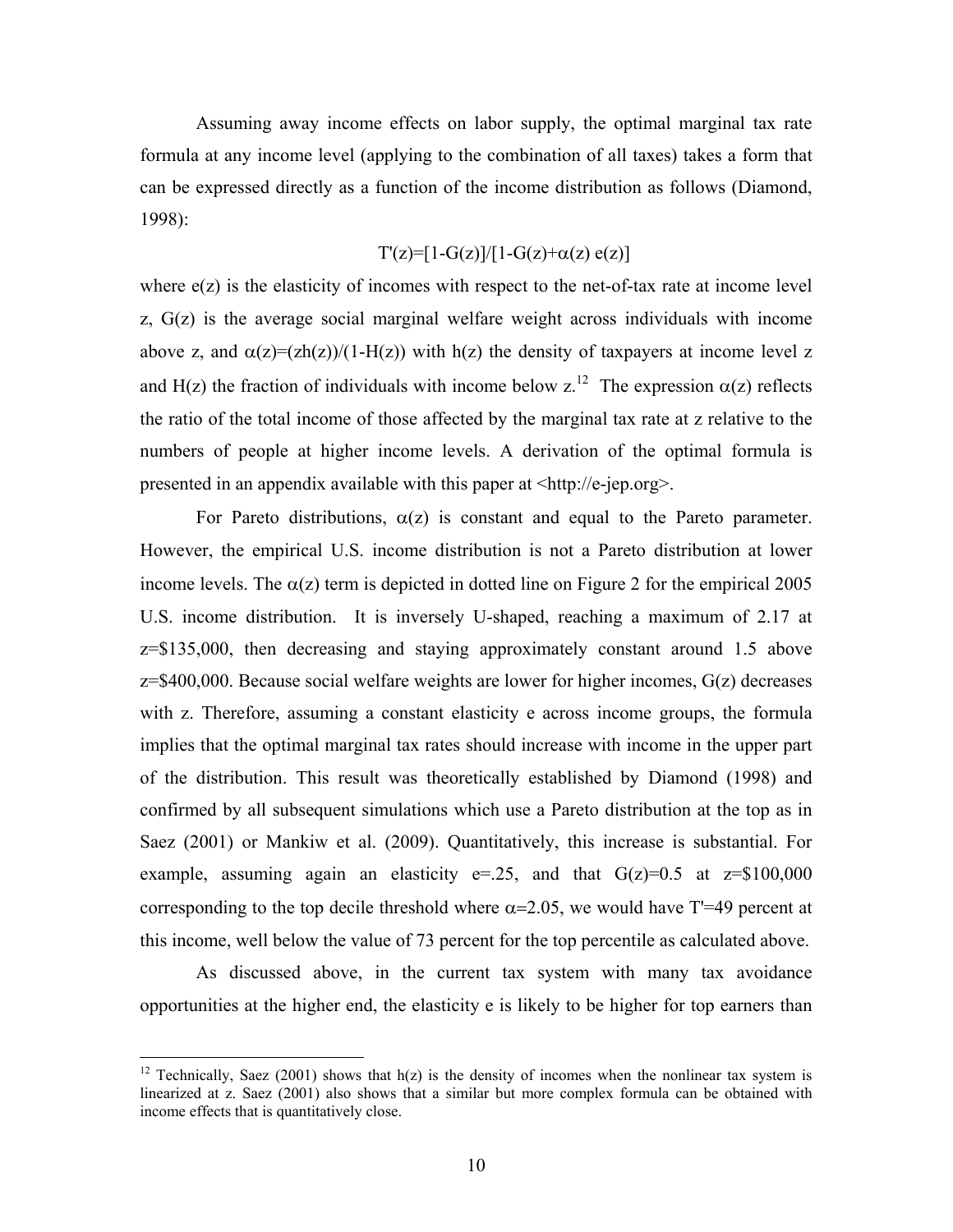Assuming away income effects on labor supply, the optimal marginal tax rate formula at any income level (applying to the combination of all taxes) takes a form that can be expressed directly as a function of the income distribution as follows (Diamond, 1998):

$$T'(z)=[1-G(z)]/[1-G(z)+\alpha(z)\, e(z)]$$

where $e(z)$ is the elasticity of incomes with respect to the net-of-tax rate at income level $z$, $G(z)$ is the average social marginal welfare weight across individuals with income above $z$, and $\alpha(z)=(zh(z))/(1-H(z))$ with $h(z)$ the density of taxpayers at income level $z$ and $H(z)$ the fraction of individuals with income below $z$.[12] The expression $\alpha(z)$ reflects the ratio of the total income of those affected by the marginal tax rate at $z$ relative to the numbers of people at higher income levels. A derivation of the optimal formula is presented in an appendix available with this paper at <http://e-jep.org>.

For Pareto distributions, $\alpha(z)$ is constant and equal to the Pareto parameter. However, the empirical U.S. income distribution is not a Pareto distribution at lower income levels. The $\alpha(z)$ term is depicted in dotted line on Figure 2 for the empirical 2005 U.S. income distribution. It is inversely U-shaped, reaching a maximum of 2.17 at z=\$135,000, then decreasing and staying approximately constant around 1.5 above z=\$400,000. Because social welfare weights are lower for higher incomes, $G(z)$ decreases with $z$. Therefore, assuming a constant elasticity $e$ across income groups, the formula implies that the optimal marginal tax rates should increase with income in the upper part of the distribution. This result was theoretically established by Diamond (1998) and confirmed by all subsequent simulations which use a Pareto distribution at the top as in Saez (2001) or Mankiw et al. (2009). Quantitatively, this increase is substantial. For example, assuming again an elasticity $e=.25$, and that $G(z)=0.5$ at z=\$100,000 corresponding to the top decile threshold where $\alpha=2.05$, we would have $T'=49$ percent at this income, well below the value of 73 percent for the top percentile as calculated above.

As discussed above, in the current tax system with many tax avoidance opportunities at the higher end, the elasticity $e$ is likely to be higher for top earners than

[12] Technically, Saez (2001) shows that $h(z)$ is the density of incomes when the nonlinear tax system is linearized at $z$. Saez (2001) also shows that a similar but more complex formula can be obtained with income effects that is quantitatively close.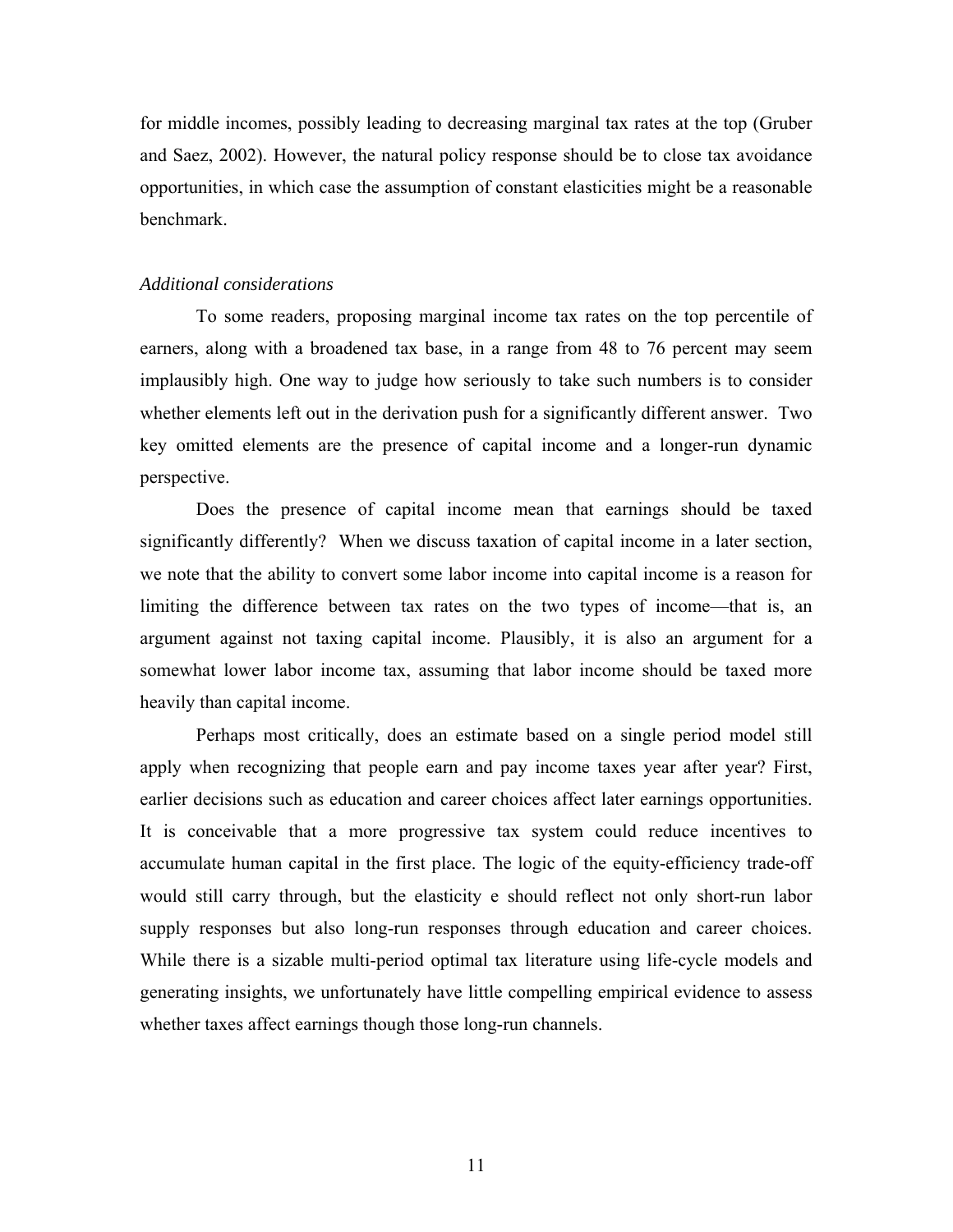for middle incomes, possibly leading to decreasing marginal tax rates at the top (Gruber and Saez, 2002). However, the natural policy response should be to close tax avoidance opportunities, in which case the assumption of constant elasticities might be a reasonable benchmark.

*Additional considerations*

To some readers, proposing marginal income tax rates on the top percentile of earners, along with a broadened tax base, in a range from 48 to 76 percent may seem implausibly high. One way to judge how seriously to take such numbers is to consider whether elements left out in the derivation push for a significantly different answer. Two key omitted elements are the presence of capital income and a longer-run dynamic perspective.

Does the presence of capital income mean that earnings should be taxed significantly differently? When we discuss taxation of capital income in a later section, we note that the ability to convert some labor income into capital income is a reason for limiting the difference between tax rates on the two types of income—that is, an argument against not taxing capital income. Plausibly, it is also an argument for a somewhat lower labor income tax, assuming that labor income should be taxed more heavily than capital income.

Perhaps most critically, does an estimate based on a single period model still apply when recognizing that people earn and pay income taxes year after year? First, earlier decisions such as education and career choices affect later earnings opportunities. It is conceivable that a more progressive tax system could reduce incentives to accumulate human capital in the first place. The logic of the equity-efficiency trade-off would still carry through, but the elasticity $e$ should reflect not only short-run labor supply responses but also long-run responses through education and career choices. While there is a sizable multi-period optimal tax literature using life-cycle models and generating insights, we unfortunately have little compelling empirical evidence to assess whether taxes affect earnings though those long-run channels.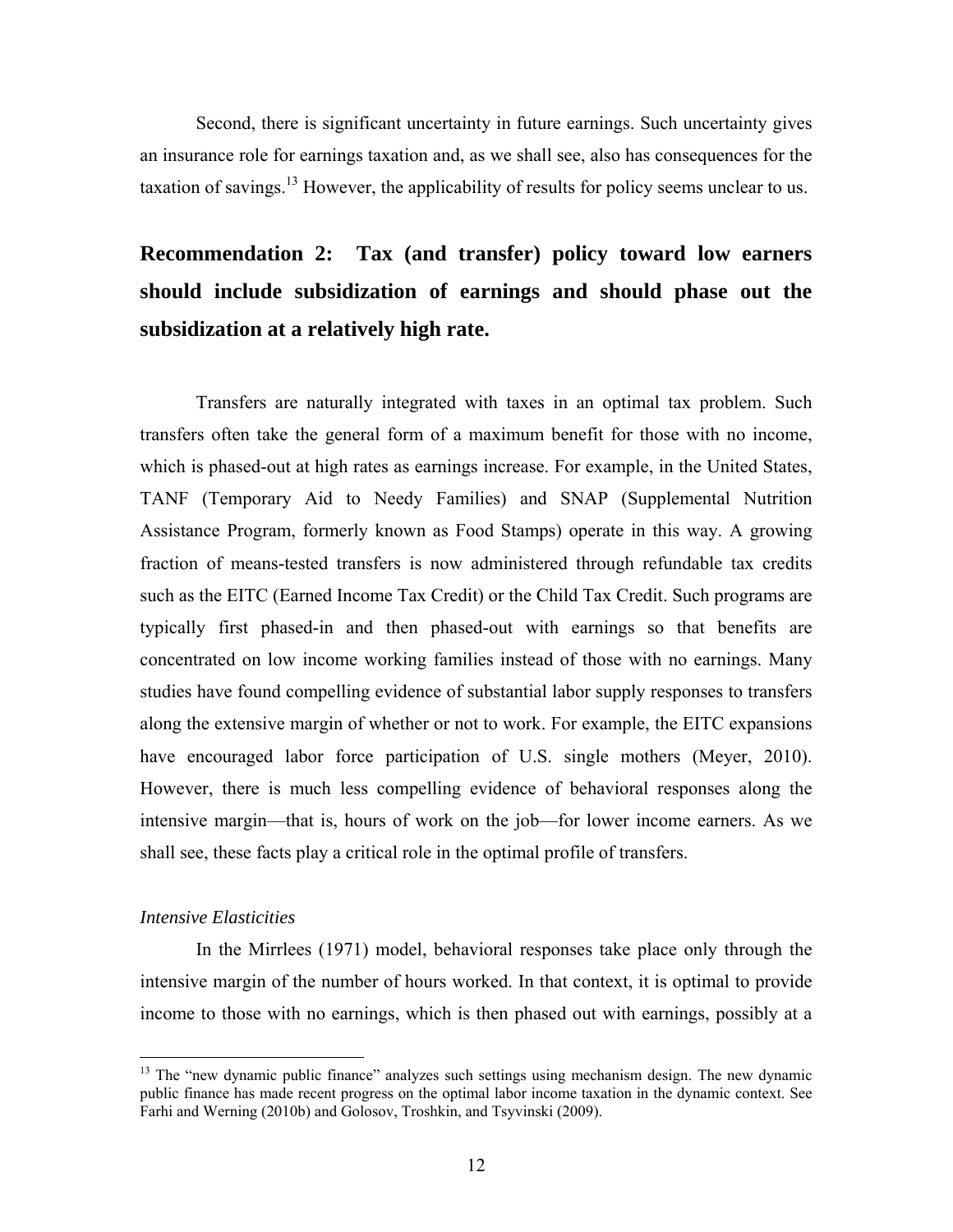Second, there is significant uncertainty in future earnings. Such uncertainty gives an insurance role for earnings taxation and, as we shall see, also has consequences for the taxation of savings.[13] However, the applicability of results for policy seems unclear to us.

## Recommendation 2: Tax (and transfer) policy toward low earners should include subsidization of earnings and should phase out the subsidization at a relatively high rate.

Transfers are naturally integrated with taxes in an optimal tax problem. Such transfers often take the general form of a maximum benefit for those with no income, which is phased-out at high rates as earnings increase. For example, in the United States, TANF (Temporary Aid to Needy Families) and SNAP (Supplemental Nutrition Assistance Program, formerly known as Food Stamps) operate in this way. A growing fraction of means-tested transfers is now administered through refundable tax credits such as the EITC (Earned Income Tax Credit) or the Child Tax Credit. Such programs are typically first phased-in and then phased-out with earnings so that benefits are concentrated on low income working families instead of those with no earnings. Many studies have found compelling evidence of substantial labor supply responses to transfers along the extensive margin of whether or not to work. For example, the EITC expansions have encouraged labor force participation of U.S. single mothers (Meyer, 2010). However, there is much less compelling evidence of behavioral responses along the intensive margin—that is, hours of work on the job—for lower income earners. As we shall see, these facts play a critical role in the optimal profile of transfers.

*Intensive Elasticities*

In the Mirrlees (1971) model, behavioral responses take place only through the intensive margin of the number of hours worked. In that context, it is optimal to provide income to those with no earnings, which is then phased out with earnings, possibly at a

[13] The "new dynamic public finance" analyzes such settings using mechanism design. The new dynamic public finance has made recent progress on the optimal labor income taxation in the dynamic context. See Farhi and Werning (2010b) and Golosov, Troshkin, and Tsyvinski (2009).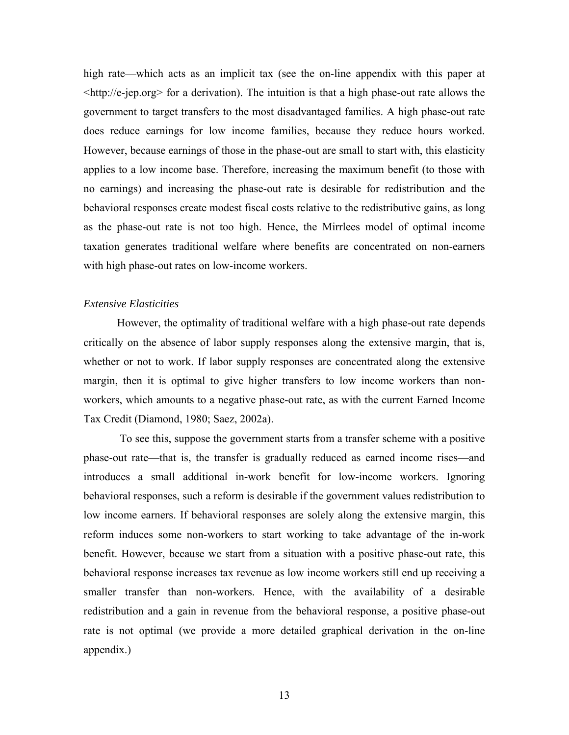high rate—which acts as an implicit tax (see the on-line appendix with this paper at <http://e-jep.org> for a derivation). The intuition is that a high phase-out rate allows the government to target transfers to the most disadvantaged families. A high phase-out rate does reduce earnings for low income families, because they reduce hours worked. However, because earnings of those in the phase-out are small to start with, this elasticity applies to a low income base. Therefore, increasing the maximum benefit (to those with no earnings) and increasing the phase-out rate is desirable for redistribution and the behavioral responses create modest fiscal costs relative to the redistributive gains, as long as the phase-out rate is not too high. Hence, the Mirrlees model of optimal income taxation generates traditional welfare where benefits are concentrated on non-earners with high phase-out rates on low-income workers.

*Extensive Elasticities*

However, the optimality of traditional welfare with a high phase-out rate depends critically on the absence of labor supply responses along the extensive margin, that is, whether or not to work. If labor supply responses are concentrated along the extensive margin, then it is optimal to give higher transfers to low income workers than non-workers, which amounts to a negative phase-out rate, as with the current Earned Income Tax Credit (Diamond, 1980; Saez, 2002a).

To see this, suppose the government starts from a transfer scheme with a positive phase-out rate—that is, the transfer is gradually reduced as earned income rises—and introduces a small additional in-work benefit for low-income workers. Ignoring behavioral responses, such a reform is desirable if the government values redistribution to low income earners. If behavioral responses are solely along the extensive margin, this reform induces some non-workers to start working to take advantage of the in-work benefit. However, because we start from a situation with a positive phase-out rate, this behavioral response increases tax revenue as low income workers still end up receiving a smaller transfer than non-workers. Hence, with the availability of a desirable redistribution and a gain in revenue from the behavioral response, a positive phase-out rate is not optimal (we provide a more detailed graphical derivation in the on-line appendix.)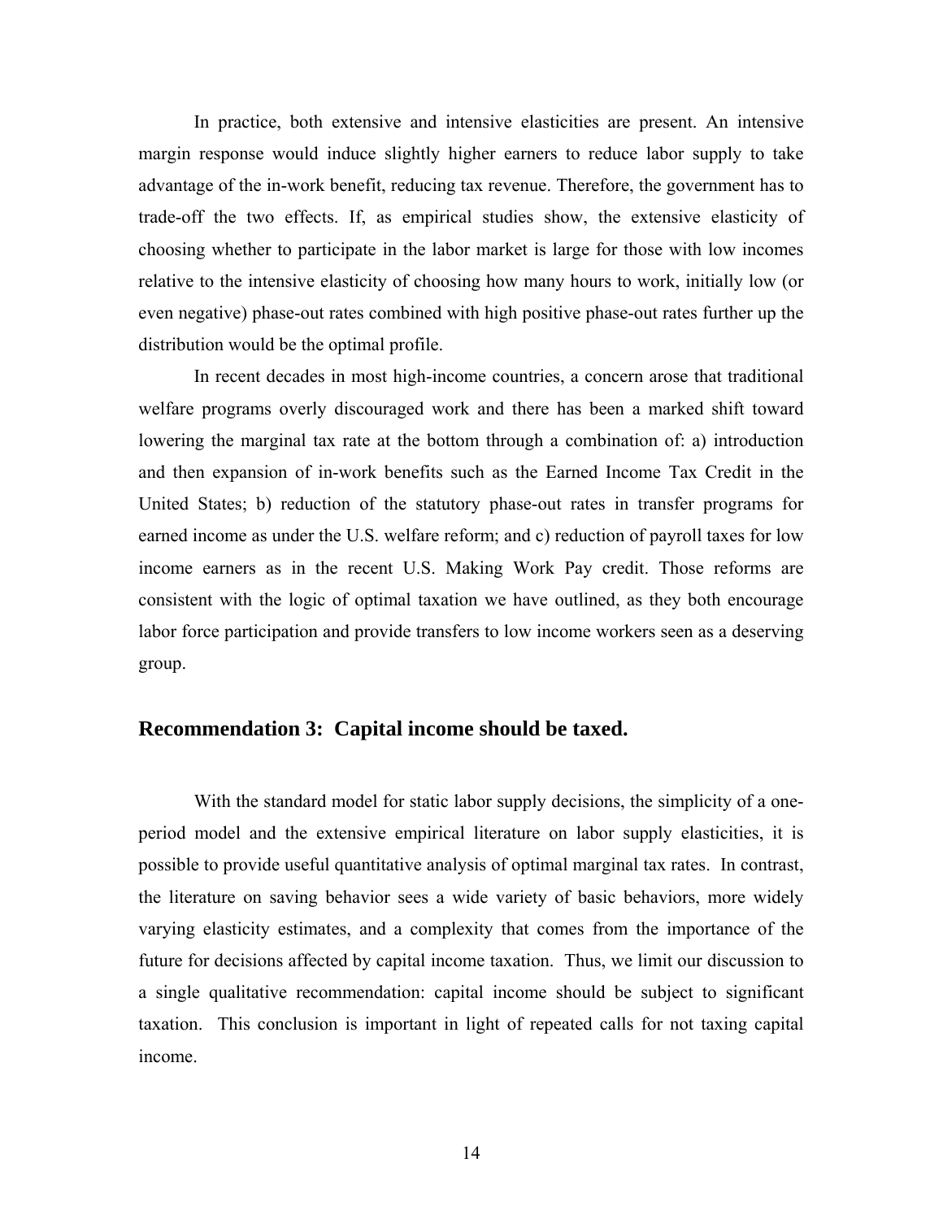In practice, both extensive and intensive elasticities are present. An intensive margin response would induce slightly higher earners to reduce labor supply to take advantage of the in-work benefit, reducing tax revenue. Therefore, the government has to trade-off the two effects. If, as empirical studies show, the extensive elasticity of choosing whether to participate in the labor market is large for those with low incomes relative to the intensive elasticity of choosing how many hours to work, initially low (or even negative) phase-out rates combined with high positive phase-out rates further up the distribution would be the optimal profile.

In recent decades in most high-income countries, a concern arose that traditional welfare programs overly discouraged work and there has been a marked shift toward lowering the marginal tax rate at the bottom through a combination of: a) introduction and then expansion of in-work benefits such as the Earned Income Tax Credit in the United States; b) reduction of the statutory phase-out rates in transfer programs for earned income as under the U.S. welfare reform; and c) reduction of payroll taxes for low income earners as in the recent U.S. Making Work Pay credit. Those reforms are consistent with the logic of optimal taxation we have outlined, as they both encourage labor force participation and provide transfers to low income workers seen as a deserving group.

## Recommendation 3: Capital income should be taxed.

With the standard model for static labor supply decisions, the simplicity of a one-period model and the extensive empirical literature on labor supply elasticities, it is possible to provide useful quantitative analysis of optimal marginal tax rates. In contrast, the literature on saving behavior sees a wide variety of basic behaviors, more widely varying elasticity estimates, and a complexity that comes from the importance of the future for decisions affected by capital income taxation. Thus, we limit our discussion to a single qualitative recommendation: capital income should be subject to significant taxation. This conclusion is important in light of repeated calls for not taxing capital income.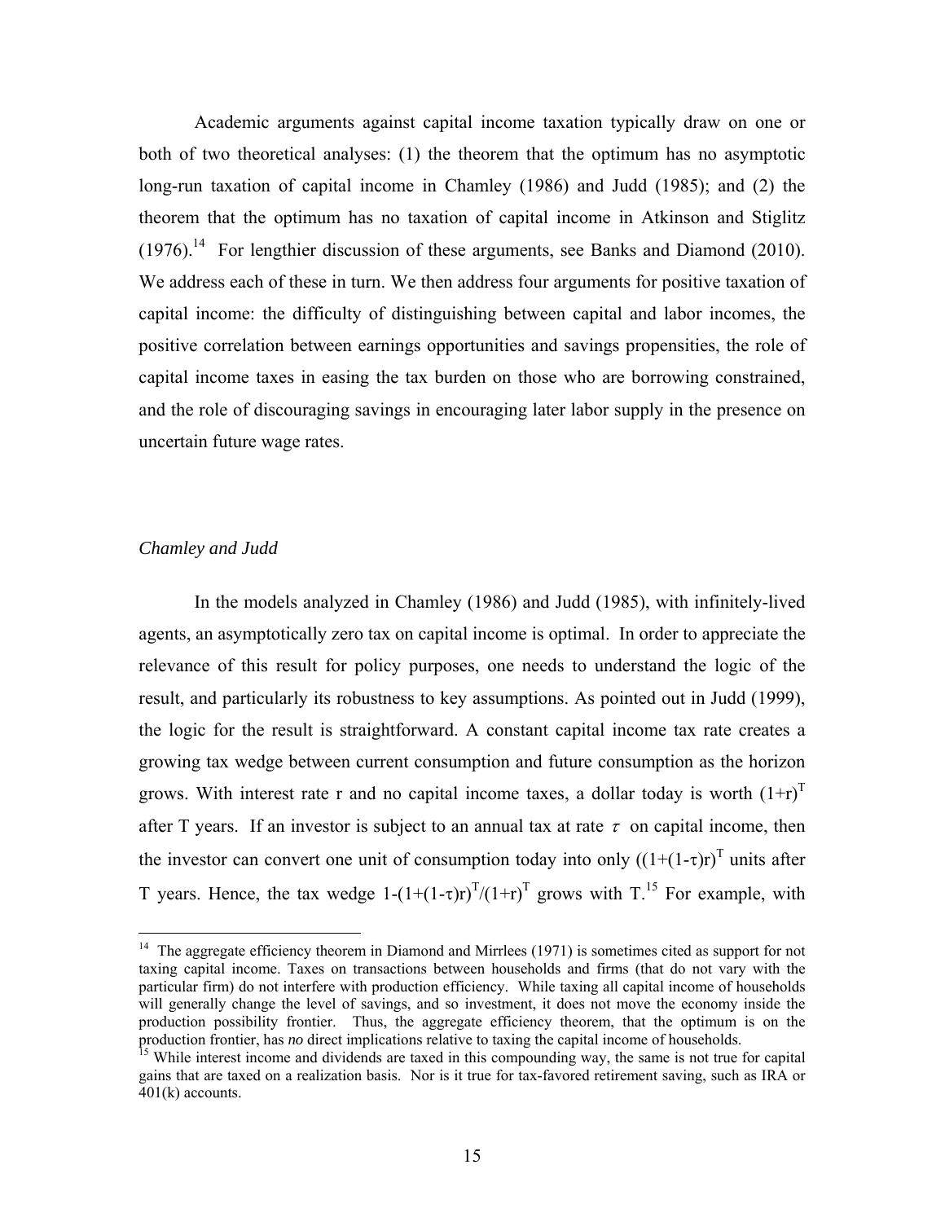Academic arguments against capital income taxation typically draw on one or both of two theoretical analyses: (1) the theorem that the optimum has no asymptotic long-run taxation of capital income in Chamley (1986) and Judd (1985); and (2) the theorem that the optimum has no taxation of capital income in Atkinson and Stiglitz (1976).[14] For lengthier discussion of these arguments, see Banks and Diamond (2010). We address each of these in turn. We then address four arguments for positive taxation of capital income: the difficulty of distinguishing between capital and labor incomes, the positive correlation between earnings opportunities and savings propensities, the role of capital income taxes in easing the tax burden on those who are borrowing constrained, and the role of discouraging savings in encouraging later labor supply in the presence on uncertain future wage rates.

### *Chamley and Judd*

In the models analyzed in Chamley (1986) and Judd (1985), with infinitely-lived agents, an asymptotically zero tax on capital income is optimal. In order to appreciate the relevance of this result for policy purposes, one needs to understand the logic of the result, and particularly its robustness to key assumptions. As pointed out in Judd (1999), the logic for the result is straightforward. A constant capital income tax rate creates a growing tax wedge between current consumption and future consumption as the horizon grows. With interest rate r and no capital income taxes, a dollar today is worth $(1+r)^T$ after T years. If an investor is subject to an annual tax at rate $\tau$ on capital income, then the investor can convert one unit of consumption today into only $((1+(1-\tau)r)^T$ units after T years. Hence, the tax wedge $1-(1+(1-\tau)r)^T/(1+r)^T$ grows with T.[15] For example, with

[14] The aggregate efficiency theorem in Diamond and Mirrlees (1971) is sometimes cited as support for not taxing capital income. Taxes on transactions between households and firms (that do not vary with the particular firm) do not interfere with production efficiency. While taxing all capital income of households will generally change the level of savings, and so investment, it does not move the economy inside the production possibility frontier. Thus, the aggregate efficiency theorem, that the optimum is on the production frontier, has *no* direct implications relative to taxing the capital income of households.

[15] While interest income and dividends are taxed in this compounding way, the same is not true for capital gains that are taxed on a realization basis. Nor is it true for tax-favored retirement saving, such as IRA or 401(k) accounts.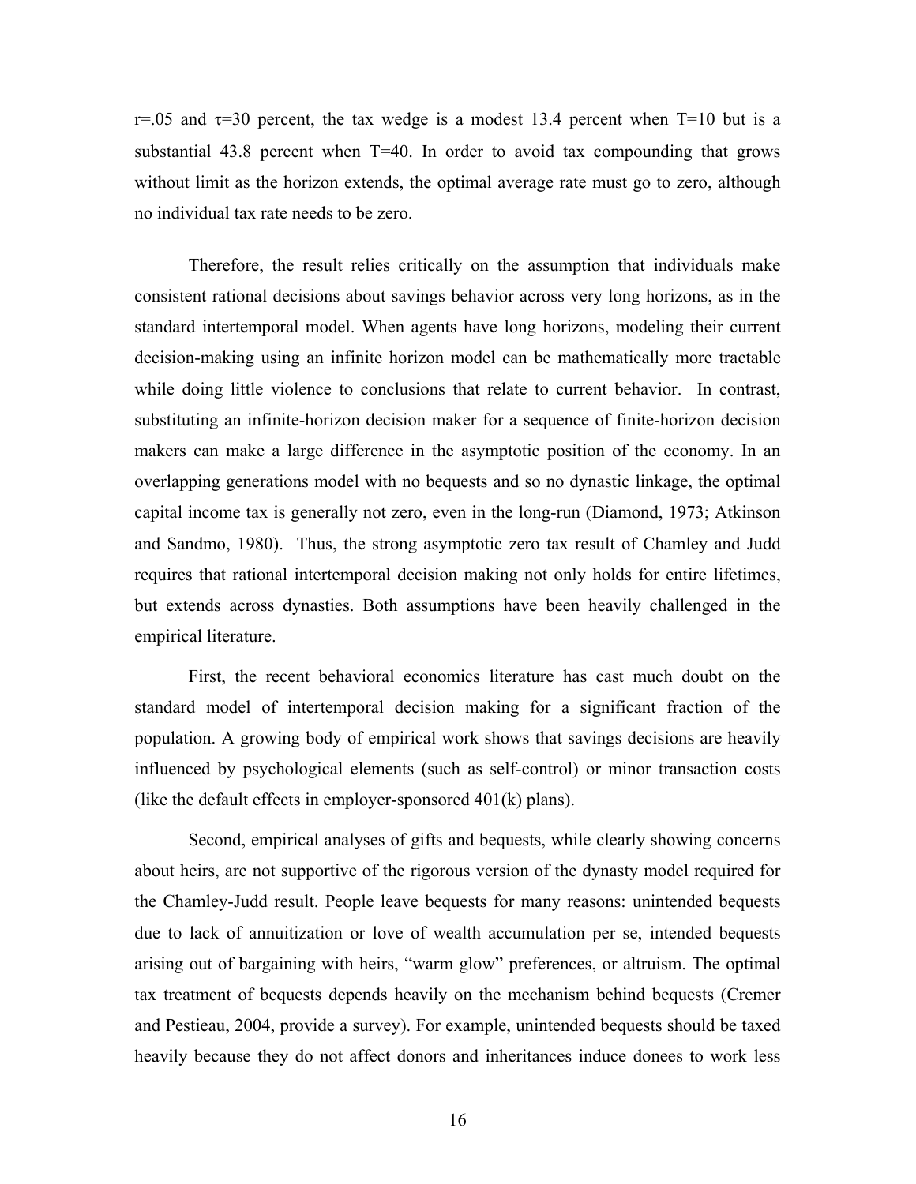$r=.05$ and $\tau=30$ percent, the tax wedge is a modest 13.4 percent when $T=10$ but is a substantial 43.8 percent when $T=40$. In order to avoid tax compounding that grows without limit as the horizon extends, the optimal average rate must go to zero, although no individual tax rate needs to be zero.

Therefore, the result relies critically on the assumption that individuals make consistent rational decisions about savings behavior across very long horizons, as in the standard intertemporal model. When agents have long horizons, modeling their current decision-making using an infinite horizon model can be mathematically more tractable while doing little violence to conclusions that relate to current behavior. In contrast, substituting an infinite-horizon decision maker for a sequence of finite-horizon decision makers can make a large difference in the asymptotic position of the economy. In an overlapping generations model with no bequests and so no dynastic linkage, the optimal capital income tax is generally not zero, even in the long-run (Diamond, 1973; Atkinson and Sandmo, 1980). Thus, the strong asymptotic zero tax result of Chamley and Judd requires that rational intertemporal decision making not only holds for entire lifetimes, but extends across dynasties. Both assumptions have been heavily challenged in the empirical literature.

First, the recent behavioral economics literature has cast much doubt on the standard model of intertemporal decision making for a significant fraction of the population. A growing body of empirical work shows that savings decisions are heavily influenced by psychological elements (such as self-control) or minor transaction costs (like the default effects in employer-sponsored 401(k) plans).

Second, empirical analyses of gifts and bequests, while clearly showing concerns about heirs, are not supportive of the rigorous version of the dynasty model required for the Chamley-Judd result. People leave bequests for many reasons: unintended bequests due to lack of annuitization or love of wealth accumulation per se, intended bequests arising out of bargaining with heirs, "warm glow" preferences, or altruism. The optimal tax treatment of bequests depends heavily on the mechanism behind bequests (Cremer and Pestieau, 2004, provide a survey). For example, unintended bequests should be taxed heavily because they do not affect donors and inheritances induce donees to work less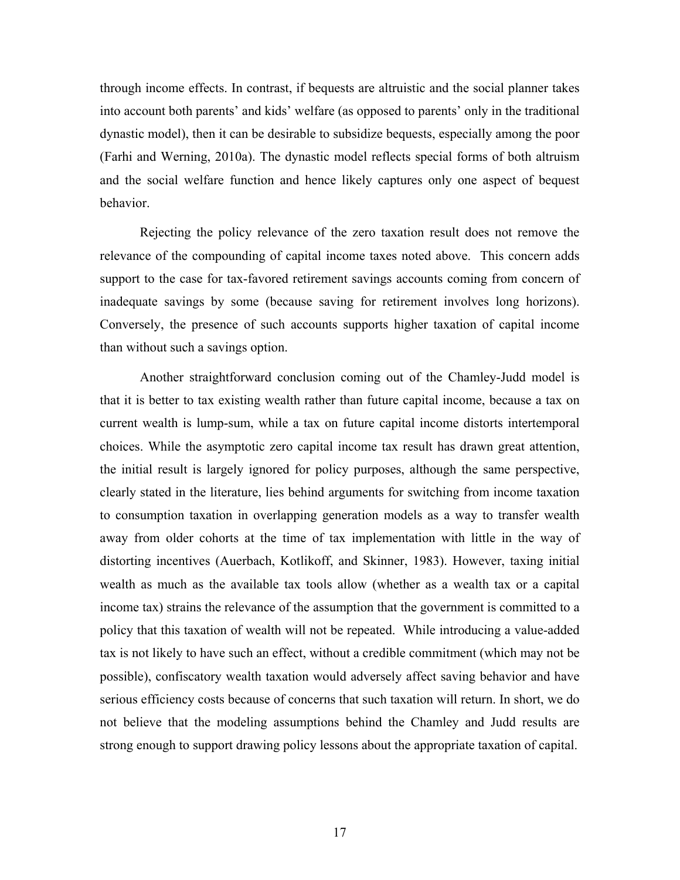through income effects. In contrast, if bequests are altruistic and the social planner takes into account both parents' and kids' welfare (as opposed to parents' only in the traditional dynastic model), then it can be desirable to subsidize bequests, especially among the poor (Farhi and Werning, 2010a). The dynastic model reflects special forms of both altruism and the social welfare function and hence likely captures only one aspect of bequest behavior.

Rejecting the policy relevance of the zero taxation result does not remove the relevance of the compounding of capital income taxes noted above. This concern adds support to the case for tax-favored retirement savings accounts coming from concern of inadequate savings by some (because saving for retirement involves long horizons). Conversely, the presence of such accounts supports higher taxation of capital income than without such a savings option.

Another straightforward conclusion coming out of the Chamley-Judd model is that it is better to tax existing wealth rather than future capital income, because a tax on current wealth is lump-sum, while a tax on future capital income distorts intertemporal choices. While the asymptotic zero capital income tax result has drawn great attention, the initial result is largely ignored for policy purposes, although the same perspective, clearly stated in the literature, lies behind arguments for switching from income taxation to consumption taxation in overlapping generation models as a way to transfer wealth away from older cohorts at the time of tax implementation with little in the way of distorting incentives (Auerbach, Kotlikoff, and Skinner, 1983). However, taxing initial wealth as much as the available tax tools allow (whether as a wealth tax or a capital income tax) strains the relevance of the assumption that the government is committed to a policy that this taxation of wealth will not be repeated. While introducing a value-added tax is not likely to have such an effect, without a credible commitment (which may not be possible), confiscatory wealth taxation would adversely affect saving behavior and have serious efficiency costs because of concerns that such taxation will return. In short, we do not believe that the modeling assumptions behind the Chamley and Judd results are strong enough to support drawing policy lessons about the appropriate taxation of capital.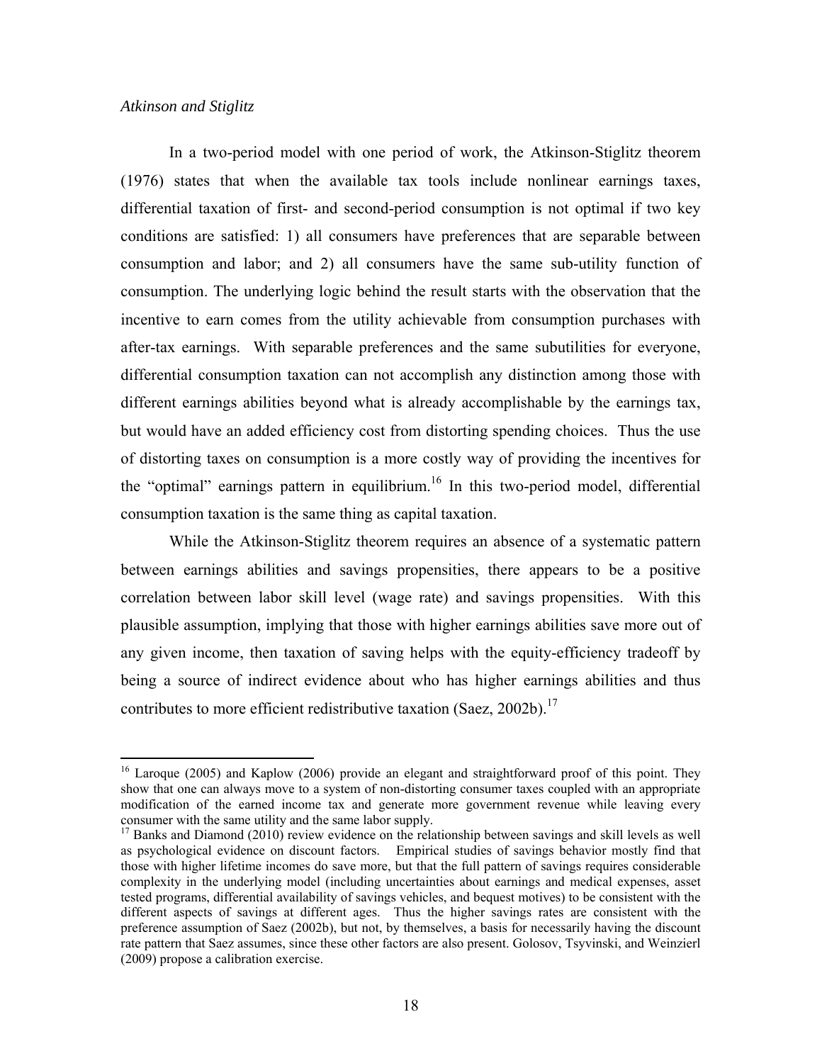*Atkinson and Stiglitz*

In a two-period model with one period of work, the Atkinson-Stiglitz theorem (1976) states that when the available tax tools include nonlinear earnings taxes, differential taxation of first- and second-period consumption is not optimal if two key conditions are satisfied: 1) all consumers have preferences that are separable between consumption and labor; and 2) all consumers have the same sub-utility function of consumption. The underlying logic behind the result starts with the observation that the incentive to earn comes from the utility achievable from consumption purchases with after-tax earnings. With separable preferences and the same subutilities for everyone, differential consumption taxation can not accomplish any distinction among those with different earnings abilities beyond what is already accomplishable by the earnings tax, but would have an added efficiency cost from distorting spending choices. Thus the use of distorting taxes on consumption is a more costly way of providing the incentives for the "optimal" earnings pattern in equilibrium.[16] In this two-period model, differential consumption taxation is the same thing as capital taxation.

While the Atkinson-Stiglitz theorem requires an absence of a systematic pattern between earnings abilities and savings propensities, there appears to be a positive correlation between labor skill level (wage rate) and savings propensities. With this plausible assumption, implying that those with higher earnings abilities save more out of any given income, then taxation of saving helps with the equity-efficiency tradeoff by being a source of indirect evidence about who has higher earnings abilities and thus contributes to more efficient redistributive taxation (Saez, 2002b).[17]

[16] Laroque (2005) and Kaplow (2006) provide an elegant and straightforward proof of this point. They show that one can always move to a system of non-distorting consumer taxes coupled with an appropriate modification of the earned income tax and generate more government revenue while leaving every consumer with the same utility and the same labor supply.

[17] Banks and Diamond (2010) review evidence on the relationship between savings and skill levels as well as psychological evidence on discount factors. Empirical studies of savings behavior mostly find that those with higher lifetime incomes do save more, but that the full pattern of savings requires considerable complexity in the underlying model (including uncertainties about earnings and medical expenses, asset tested programs, differential availability of savings vehicles, and bequest motives) to be consistent with the different aspects of savings at different ages. Thus the higher savings rates are consistent with the preference assumption of Saez (2002b), but not, by themselves, a basis for necessarily having the discount rate pattern that Saez assumes, since these other factors are also present. Golosov, Tsyvinski, and Weinzierl (2009) propose a calibration exercise.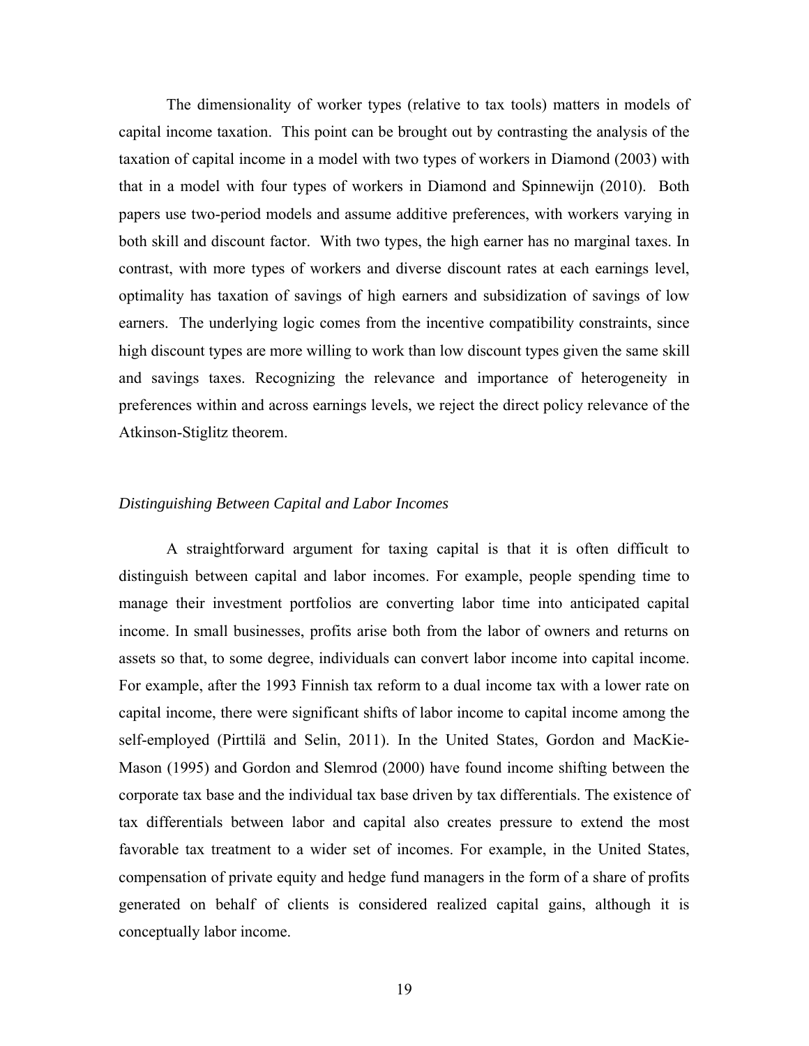The dimensionality of worker types (relative to tax tools) matters in models of capital income taxation. This point can be brought out by contrasting the analysis of the taxation of capital income in a model with two types of workers in Diamond (2003) with that in a model with four types of workers in Diamond and Spinnewijn (2010). Both papers use two-period models and assume additive preferences, with workers varying in both skill and discount factor. With two types, the high earner has no marginal taxes. In contrast, with more types of workers and diverse discount rates at each earnings level, optimality has taxation of savings of high earners and subsidization of savings of low earners. The underlying logic comes from the incentive compatibility constraints, since high discount types are more willing to work than low discount types given the same skill and savings taxes. Recognizing the relevance and importance of heterogeneity in preferences within and across earnings levels, we reject the direct policy relevance of the Atkinson-Stiglitz theorem.

*Distinguishing Between Capital and Labor Incomes*

A straightforward argument for taxing capital is that it is often difficult to distinguish between capital and labor incomes. For example, people spending time to manage their investment portfolios are converting labor time into anticipated capital income. In small businesses, profits arise both from the labor of owners and returns on assets so that, to some degree, individuals can convert labor income into capital income. For example, after the 1993 Finnish tax reform to a dual income tax with a lower rate on capital income, there were significant shifts of labor income to capital income among the self-employed (Pirttilä and Selin, 2011). In the United States, Gordon and MacKie-Mason (1995) and Gordon and Slemrod (2000) have found income shifting between the corporate tax base and the individual tax base driven by tax differentials. The existence of tax differentials between labor and capital also creates pressure to extend the most favorable tax treatment to a wider set of incomes. For example, in the United States, compensation of private equity and hedge fund managers in the form of a share of profits generated on behalf of clients is considered realized capital gains, although it is conceptually labor income.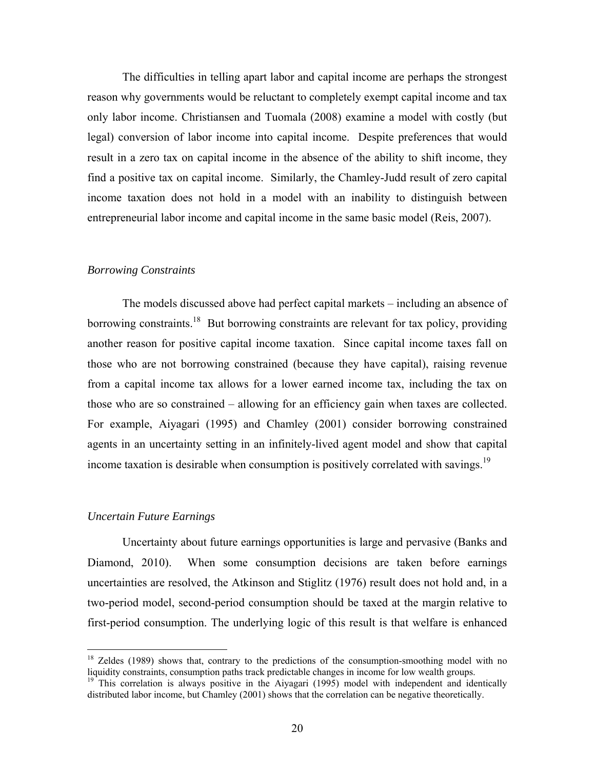The difficulties in telling apart labor and capital income are perhaps the strongest reason why governments would be reluctant to completely exempt capital income and tax only labor income. Christiansen and Tuomala (2008) examine a model with costly (but legal) conversion of labor income into capital income. Despite preferences that would result in a zero tax on capital income in the absence of the ability to shift income, they find a positive tax on capital income. Similarly, the Chamley-Judd result of zero capital income taxation does not hold in a model with an inability to distinguish between entrepreneurial labor income and capital income in the same basic model (Reis, 2007).

### *Borrowing Constraints*

The models discussed above had perfect capital markets – including an absence of borrowing constraints.[18] But borrowing constraints are relevant for tax policy, providing another reason for positive capital income taxation. Since capital income taxes fall on those who are not borrowing constrained (because they have capital), raising revenue from a capital income tax allows for a lower earned income tax, including the tax on those who are so constrained – allowing for an efficiency gain when taxes are collected. For example, Aiyagari (1995) and Chamley (2001) consider borrowing constrained agents in an uncertainty setting in an infinitely-lived agent model and show that capital income taxation is desirable when consumption is positively correlated with savings.[19]

### *Uncertain Future Earnings*

Uncertainty about future earnings opportunities is large and pervasive (Banks and Diamond, 2010). When some consumption decisions are taken before earnings uncertainties are resolved, the Atkinson and Stiglitz (1976) result does not hold and, in a two-period model, second-period consumption should be taxed at the margin relative to first-period consumption. The underlying logic of this result is that welfare is enhanced

---

[18] Zeldes (1989) shows that, contrary to the predictions of the consumption-smoothing model with no liquidity constraints, consumption paths track predictable changes in income for low wealth groups.

[19] This correlation is always positive in the Aiyagari (1995) model with independent and identically distributed labor income, but Chamley (2001) shows that the correlation can be negative theoretically.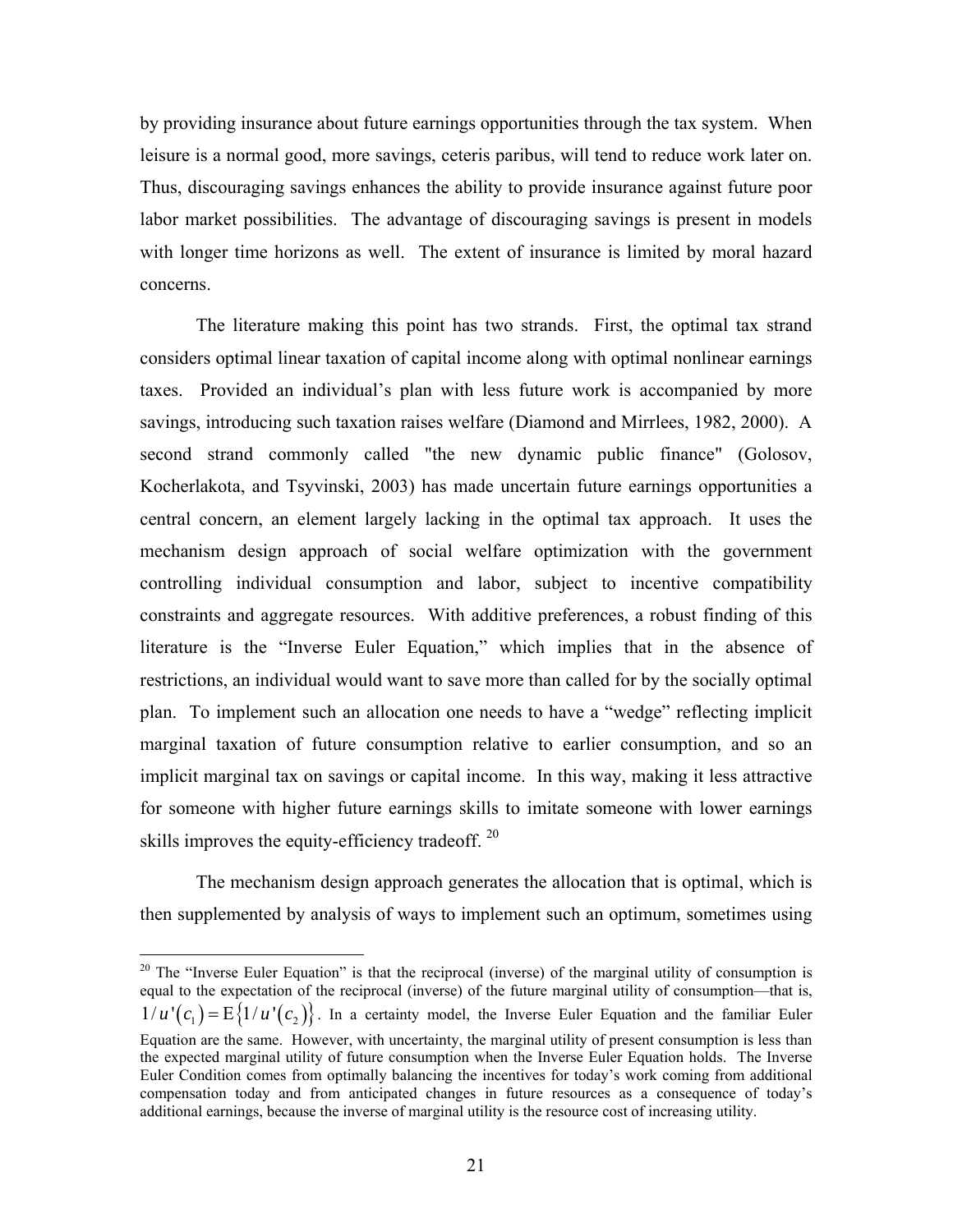by providing insurance about future earnings opportunities through the tax system. When leisure is a normal good, more savings, ceteris paribus, will tend to reduce work later on. Thus, discouraging savings enhances the ability to provide insurance against future poor labor market possibilities. The advantage of discouraging savings is present in models with longer time horizons as well. The extent of insurance is limited by moral hazard concerns.

The literature making this point has two strands. First, the optimal tax strand considers optimal linear taxation of capital income along with optimal nonlinear earnings taxes. Provided an individual's plan with less future work is accompanied by more savings, introducing such taxation raises welfare (Diamond and Mirrlees, 1982, 2000). A second strand commonly called "the new dynamic public finance" (Golosov, Kocherlakota, and Tsyvinski, 2003) has made uncertain future earnings opportunities a central concern, an element largely lacking in the optimal tax approach. It uses the mechanism design approach of social welfare optimization with the government controlling individual consumption and labor, subject to incentive compatibility constraints and aggregate resources. With additive preferences, a robust finding of this literature is the "Inverse Euler Equation," which implies that in the absence of restrictions, an individual would want to save more than called for by the socially optimal plan. To implement such an allocation one needs to have a "wedge" reflecting implicit marginal taxation of future consumption relative to earlier consumption, and so an implicit marginal tax on savings or capital income. In this way, making it less attractive for someone with higher future earnings skills to imitate someone with lower earnings skills improves the equity-efficiency tradeoff. [20]

The mechanism design approach generates the allocation that is optimal, which is then supplemented by analysis of ways to implement such an optimum, sometimes using

[20] The "Inverse Euler Equation" is that the reciprocal (inverse) of the marginal utility of consumption is equal to the expectation of the reciprocal (inverse) of the future marginal utility of consumption—that is, $1/u'(c_1) = \mathrm{E}\{1/u'(c_2)\}$. In a certainty model, the Inverse Euler Equation and the familiar Euler Equation are the same. However, with uncertainty, the marginal utility of present consumption is less than the expected marginal utility of future consumption when the Inverse Euler Equation holds. The Inverse Euler Condition comes from optimally balancing the incentives for today's work coming from additional compensation today and from anticipated changes in future resources as a consequence of today's additional earnings, because the inverse of marginal utility is the resource cost of increasing utility.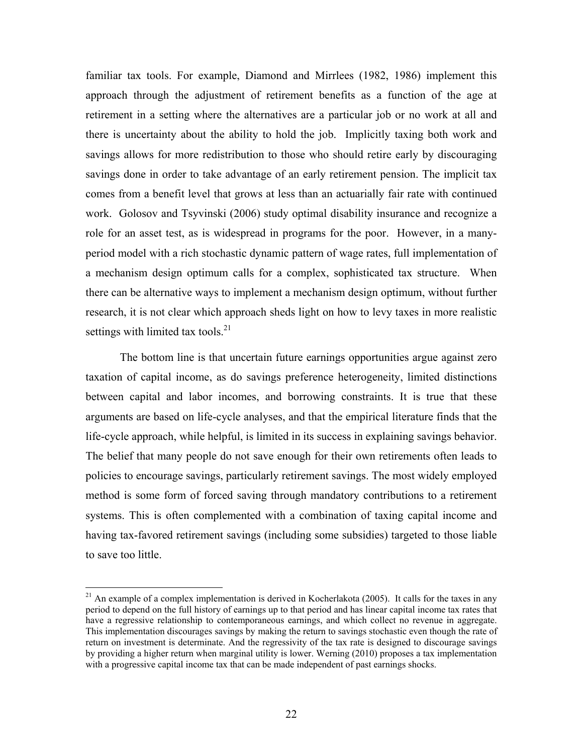familiar tax tools. For example, Diamond and Mirrlees (1982, 1986) implement this approach through the adjustment of retirement benefits as a function of the age at retirement in a setting where the alternatives are a particular job or no work at all and there is uncertainty about the ability to hold the job. Implicitly taxing both work and savings allows for more redistribution to those who should retire early by discouraging savings done in order to take advantage of an early retirement pension. The implicit tax comes from a benefit level that grows at less than an actuarially fair rate with continued work. Golosov and Tsyvinski (2006) study optimal disability insurance and recognize a role for an asset test, as is widespread in programs for the poor. However, in a many-period model with a rich stochastic dynamic pattern of wage rates, full implementation of a mechanism design optimum calls for a complex, sophisticated tax structure. When there can be alternative ways to implement a mechanism design optimum, without further research, it is not clear which approach sheds light on how to levy taxes in more realistic settings with limited tax tools.[21]

The bottom line is that uncertain future earnings opportunities argue against zero taxation of capital income, as do savings preference heterogeneity, limited distinctions between capital and labor incomes, and borrowing constraints. It is true that these arguments are based on life-cycle analyses, and that the empirical literature finds that the life-cycle approach, while helpful, is limited in its success in explaining savings behavior. The belief that many people do not save enough for their own retirements often leads to policies to encourage savings, particularly retirement savings. The most widely employed method is some form of forced saving through mandatory contributions to a retirement systems. This is often complemented with a combination of taxing capital income and having tax-favored retirement savings (including some subsidies) targeted to those liable to save too little.

[21] An example of a complex implementation is derived in Kocherlakota (2005). It calls for the taxes in any period to depend on the full history of earnings up to that period and has linear capital income tax rates that have a regressive relationship to contemporaneous earnings, and which collect no revenue in aggregate. This implementation discourages savings by making the return to savings stochastic even though the rate of return on investment is determinate. And the regressivity of the tax rate is designed to discourage savings by providing a higher return when marginal utility is lower. Werning (2010) proposes a tax implementation with a progressive capital income tax that can be made independent of past earnings shocks.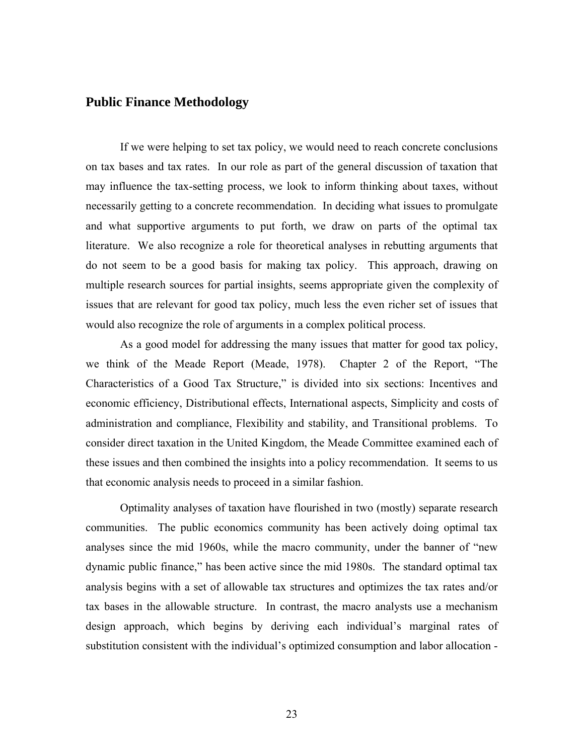## Public Finance Methodology

If we were helping to set tax policy, we would need to reach concrete conclusions on tax bases and tax rates. In our role as part of the general discussion of taxation that may influence the tax-setting process, we look to inform thinking about taxes, without necessarily getting to a concrete recommendation. In deciding what issues to promulgate and what supportive arguments to put forth, we draw on parts of the optimal tax literature. We also recognize a role for theoretical analyses in rebutting arguments that do not seem to be a good basis for making tax policy. This approach, drawing on multiple research sources for partial insights, seems appropriate given the complexity of issues that are relevant for good tax policy, much less the even richer set of issues that would also recognize the role of arguments in a complex political process.

As a good model for addressing the many issues that matter for good tax policy, we think of the Meade Report (Meade, 1978). Chapter 2 of the Report, "The Characteristics of a Good Tax Structure," is divided into six sections: Incentives and economic efficiency, Distributional effects, International aspects, Simplicity and costs of administration and compliance, Flexibility and stability, and Transitional problems. To consider direct taxation in the United Kingdom, the Meade Committee examined each of these issues and then combined the insights into a policy recommendation. It seems to us that economic analysis needs to proceed in a similar fashion.

Optimality analyses of taxation have flourished in two (mostly) separate research communities. The public economics community has been actively doing optimal tax analyses since the mid 1960s, while the macro community, under the banner of "new dynamic public finance," has been active since the mid 1980s. The standard optimal tax analysis begins with a set of allowable tax structures and optimizes the tax rates and/or tax bases in the allowable structure. In contrast, the macro analysts use a mechanism design approach, which begins by deriving each individual's marginal rates of substitution consistent with the individual's optimized consumption and labor allocation -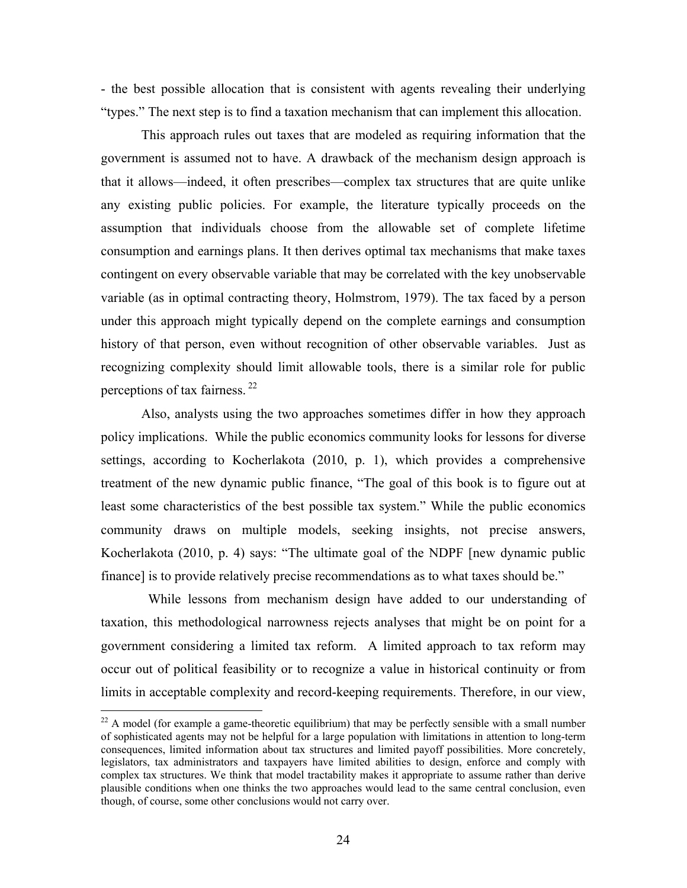- the best possible allocation that is consistent with agents revealing their underlying "types." The next step is to find a taxation mechanism that can implement this allocation.

This approach rules out taxes that are modeled as requiring information that the government is assumed not to have. A drawback of the mechanism design approach is that it allows—indeed, it often prescribes—complex tax structures that are quite unlike any existing public policies. For example, the literature typically proceeds on the assumption that individuals choose from the allowable set of complete lifetime consumption and earnings plans. It then derives optimal tax mechanisms that make taxes contingent on every observable variable that may be correlated with the key unobservable variable (as in optimal contracting theory, Holmstrom, 1979). The tax faced by a person under this approach might typically depend on the complete earnings and consumption history of that person, even without recognition of other observable variables. Just as recognizing complexity should limit allowable tools, there is a similar role for public perceptions of tax fairness. [22]

Also, analysts using the two approaches sometimes differ in how they approach policy implications. While the public economics community looks for lessons for diverse settings, according to Kocherlakota (2010, p. 1), which provides a comprehensive treatment of the new dynamic public finance, "The goal of this book is to figure out at least some characteristics of the best possible tax system." While the public economics community draws on multiple models, seeking insights, not precise answers, Kocherlakota (2010, p. 4) says: "The ultimate goal of the NDPF [new dynamic public finance] is to provide relatively precise recommendations as to what taxes should be."

While lessons from mechanism design have added to our understanding of taxation, this methodological narrowness rejects analyses that might be on point for a government considering a limited tax reform. A limited approach to tax reform may occur out of political feasibility or to recognize a value in historical continuity or from limits in acceptable complexity and record-keeping requirements. Therefore, in our view,

[22] A model (for example a game-theoretic equilibrium) that may be perfectly sensible with a small number of sophisticated agents may not be helpful for a large population with limitations in attention to long-term consequences, limited information about tax structures and limited payoff possibilities. More concretely, legislators, tax administrators and taxpayers have limited abilities to design, enforce and comply with complex tax structures. We think that model tractability makes it appropriate to assume rather than derive plausible conditions when one thinks the two approaches would lead to the same central conclusion, even though, of course, some other conclusions would not carry over.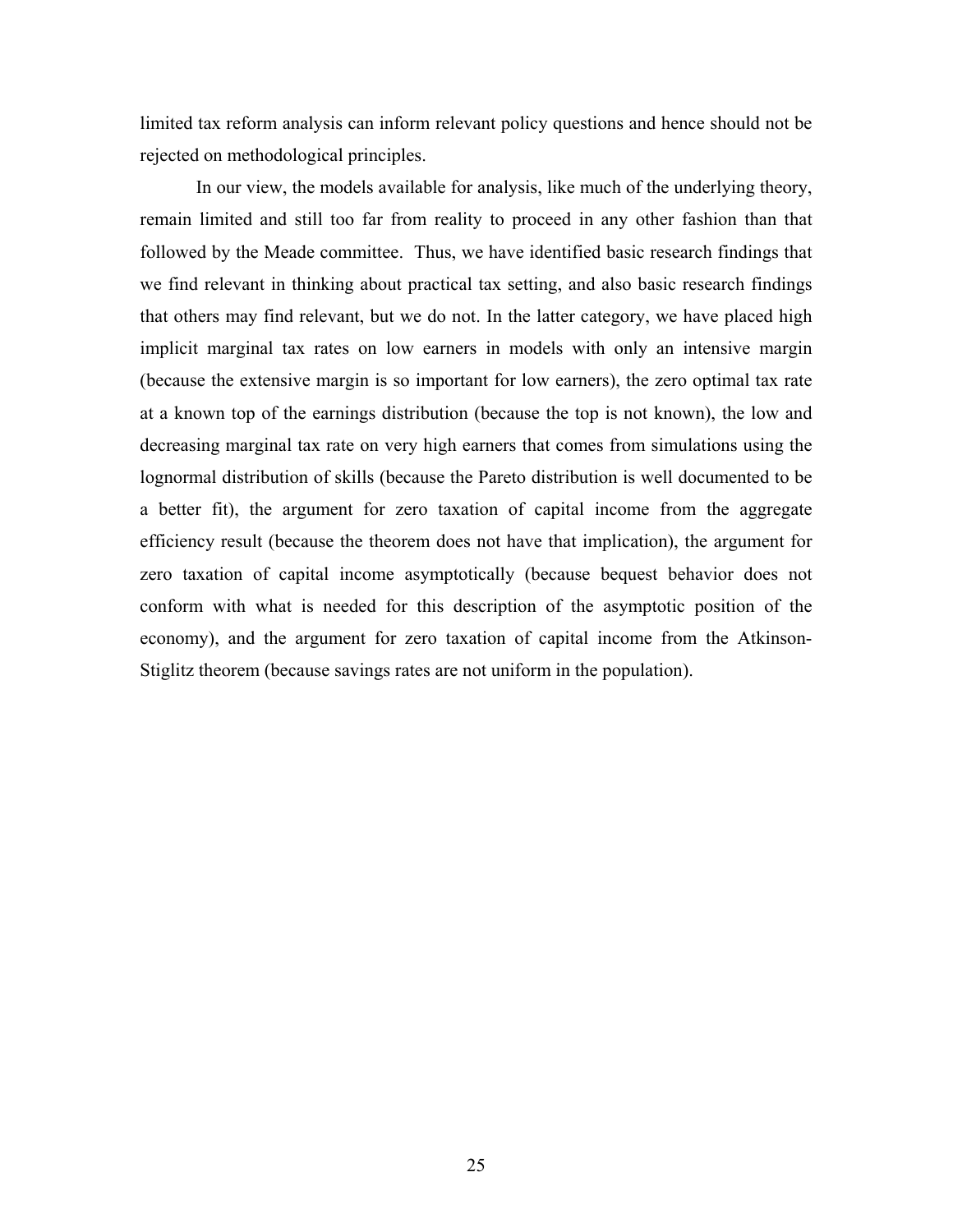limited tax reform analysis can inform relevant policy questions and hence should not be rejected on methodological principles.

In our view, the models available for analysis, like much of the underlying theory, remain limited and still too far from reality to proceed in any other fashion than that followed by the Meade committee. Thus, we have identified basic research findings that we find relevant in thinking about practical tax setting, and also basic research findings that others may find relevant, but we do not. In the latter category, we have placed high implicit marginal tax rates on low earners in models with only an intensive margin (because the extensive margin is so important for low earners), the zero optimal tax rate at a known top of the earnings distribution (because the top is not known), the low and decreasing marginal tax rate on very high earners that comes from simulations using the lognormal distribution of skills (because the Pareto distribution is well documented to be a better fit), the argument for zero taxation of capital income from the aggregate efficiency result (because the theorem does not have that implication), the argument for zero taxation of capital income asymptotically (because bequest behavior does not conform with what is needed for this description of the asymptotic position of the economy), and the argument for zero taxation of capital income from the Atkinson-Stiglitz theorem (because savings rates are not uniform in the population).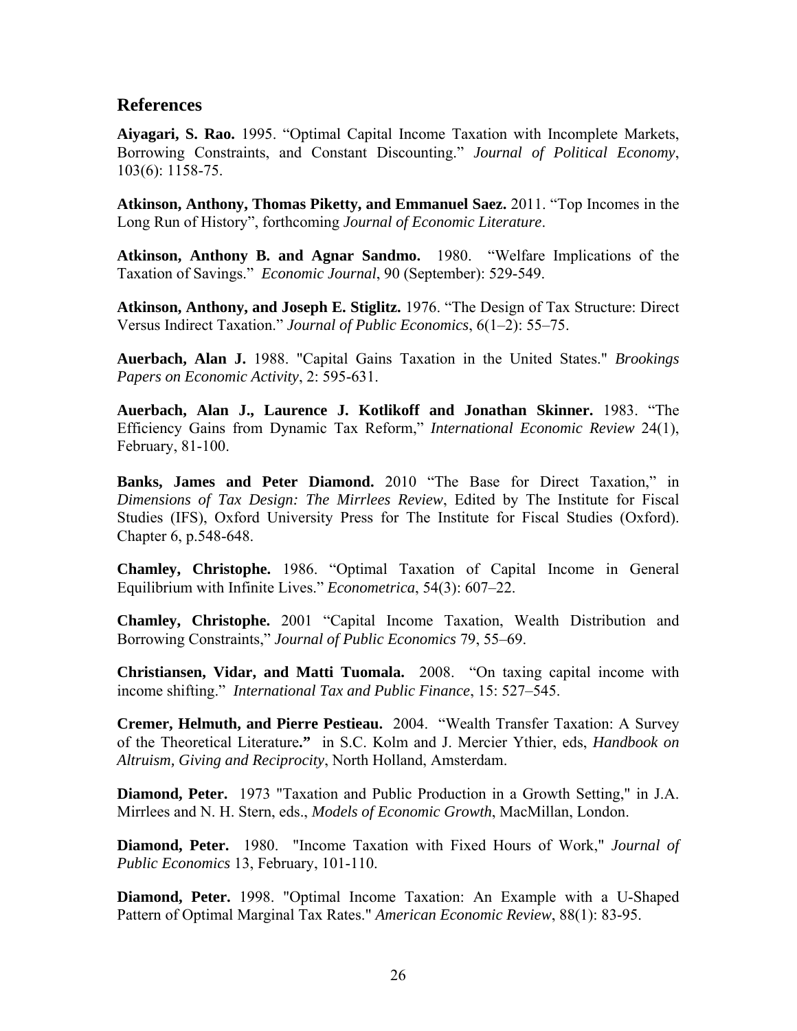## References

**Aiyagari, S. Rao.** 1995. "Optimal Capital Income Taxation with Incomplete Markets, Borrowing Constraints, and Constant Discounting." *Journal of Political Economy*, 103(6): 1158-75.

**Atkinson, Anthony, Thomas Piketty, and Emmanuel Saez.** 2011. "Top Incomes in the Long Run of History", forthcoming *Journal of Economic Literature*.

**Atkinson, Anthony B. and Agnar Sandmo.** 1980. "Welfare Implications of the Taxation of Savings." *Economic Journal*, 90 (September): 529-549.

**Atkinson, Anthony, and Joseph E. Stiglitz.** 1976. "The Design of Tax Structure: Direct Versus Indirect Taxation." *Journal of Public Economics*, 6(1–2): 55–75.

**Auerbach, Alan J.** 1988. "Capital Gains Taxation in the United States." *Brookings Papers on Economic Activity*, 2: 595-631.

**Auerbach, Alan J., Laurence J. Kotlikoff and Jonathan Skinner.** 1983. "The Efficiency Gains from Dynamic Tax Reform," *International Economic Review* 24(1), February, 81-100.

**Banks, James and Peter Diamond.** 2010 "The Base for Direct Taxation," in *Dimensions of Tax Design: The Mirrlees Review*, Edited by The Institute for Fiscal Studies (IFS), Oxford University Press for The Institute for Fiscal Studies (Oxford). Chapter 6, p.548-648.

**Chamley, Christophe.** 1986. "Optimal Taxation of Capital Income in General Equilibrium with Infinite Lives." *Econometrica*, 54(3): 607–22.

**Chamley, Christophe.** 2001 "Capital Income Taxation, Wealth Distribution and Borrowing Constraints," *Journal of Public Economics* 79, 55–69.

**Christiansen, Vidar, and Matti Tuomala.** 2008. "On taxing capital income with income shifting." *International Tax and Public Finance*, 15: 527–545.

**Cremer, Helmuth, and Pierre Pestieau.** 2004. "Wealth Transfer Taxation: A Survey of the Theoretical Literature**."** in S.C. Kolm and J. Mercier Ythier, eds, *Handbook on Altruism, Giving and Reciprocity*, North Holland, Amsterdam.

**Diamond, Peter.** 1973 "Taxation and Public Production in a Growth Setting," in J.A. Mirrlees and N. H. Stern, eds., *Models of Economic Growth*, MacMillan, London.

**Diamond, Peter.** 1980. "Income Taxation with Fixed Hours of Work," *Journal of Public Economics* 13, February, 101-110.

**Diamond, Peter.** 1998. "Optimal Income Taxation: An Example with a U-Shaped Pattern of Optimal Marginal Tax Rates." *American Economic Review*, 88(1): 83-95.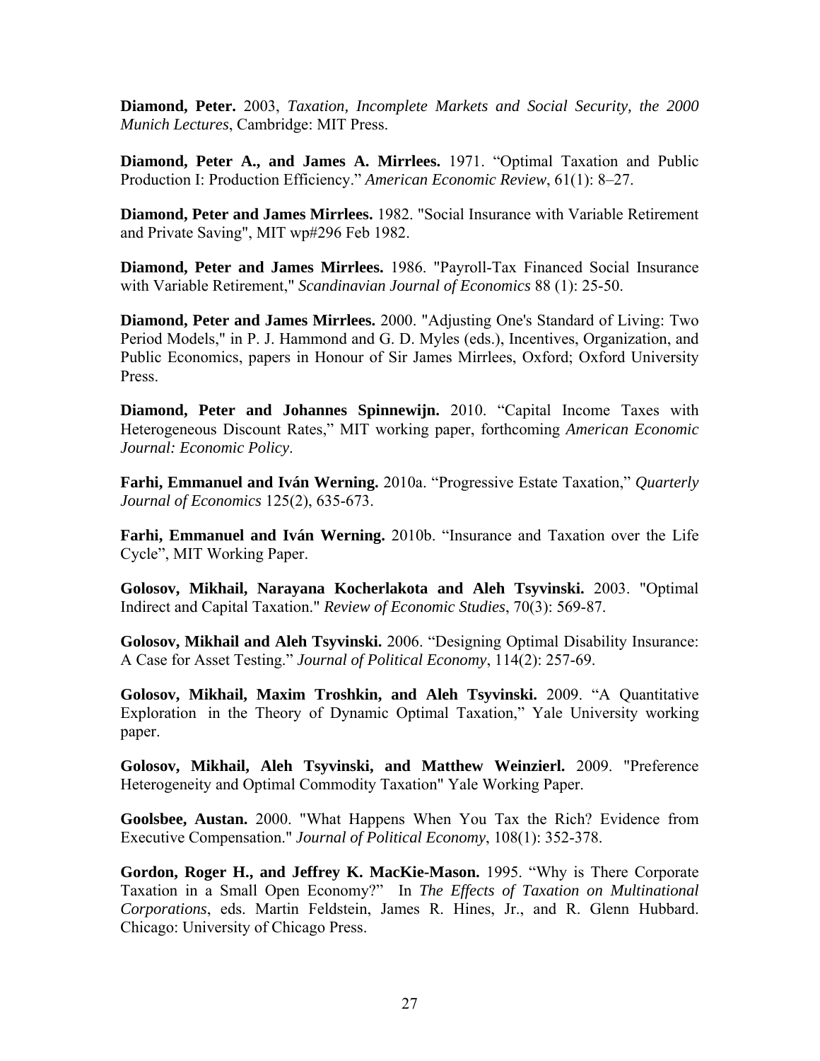**Diamond, Peter.** 2003, *Taxation, Incomplete Markets and Social Security, the 2000 Munich Lectures*, Cambridge: MIT Press.

**Diamond, Peter A., and James A. Mirrlees.** 1971. "Optimal Taxation and Public Production I: Production Efficiency." *American Economic Review*, 61(1): 8–27.

**Diamond, Peter and James Mirrlees.** 1982. "Social Insurance with Variable Retirement and Private Saving", MIT wp#296 Feb 1982.

**Diamond, Peter and James Mirrlees.** 1986. "Payroll-Tax Financed Social Insurance with Variable Retirement," *Scandinavian Journal of Economics* 88 (1): 25-50.

**Diamond, Peter and James Mirrlees.** 2000. "Adjusting One's Standard of Living: Two Period Models," in P. J. Hammond and G. D. Myles (eds.), Incentives, Organization, and Public Economics, papers in Honour of Sir James Mirrlees, Oxford; Oxford University Press.

**Diamond, Peter and Johannes Spinnewijn.** 2010. "Capital Income Taxes with Heterogeneous Discount Rates," MIT working paper, forthcoming *American Economic Journal: Economic Policy*.

**Farhi, Emmanuel and Iván Werning.** 2010a. "Progressive Estate Taxation," *Quarterly Journal of Economics* 125(2), 635-673.

**Farhi, Emmanuel and Iván Werning.** 2010b. "Insurance and Taxation over the Life Cycle", MIT Working Paper.

**Golosov, Mikhail, Narayana Kocherlakota and Aleh Tsyvinski.** 2003. "Optimal Indirect and Capital Taxation." *Review of Economic Studies*, 70(3): 569-87.

**Golosov, Mikhail and Aleh Tsyvinski.** 2006. "Designing Optimal Disability Insurance: A Case for Asset Testing." *Journal of Political Economy*, 114(2): 257-69.

**Golosov, Mikhail, Maxim Troshkin, and Aleh Tsyvinski.** 2009. "A Quantitative Exploration in the Theory of Dynamic Optimal Taxation," Yale University working paper.

**Golosov, Mikhail, Aleh Tsyvinski, and Matthew Weinzierl.** 2009. "Preference Heterogeneity and Optimal Commodity Taxation" Yale Working Paper.

**Goolsbee, Austan.** 2000. "What Happens When You Tax the Rich? Evidence from Executive Compensation." *Journal of Political Economy*, 108(1): 352-378.

**Gordon, Roger H., and Jeffrey K. MacKie-Mason.** 1995. "Why is There Corporate Taxation in a Small Open Economy?" In *The Effects of Taxation on Multinational Corporations*, eds. Martin Feldstein, James R. Hines, Jr., and R. Glenn Hubbard. Chicago: University of Chicago Press.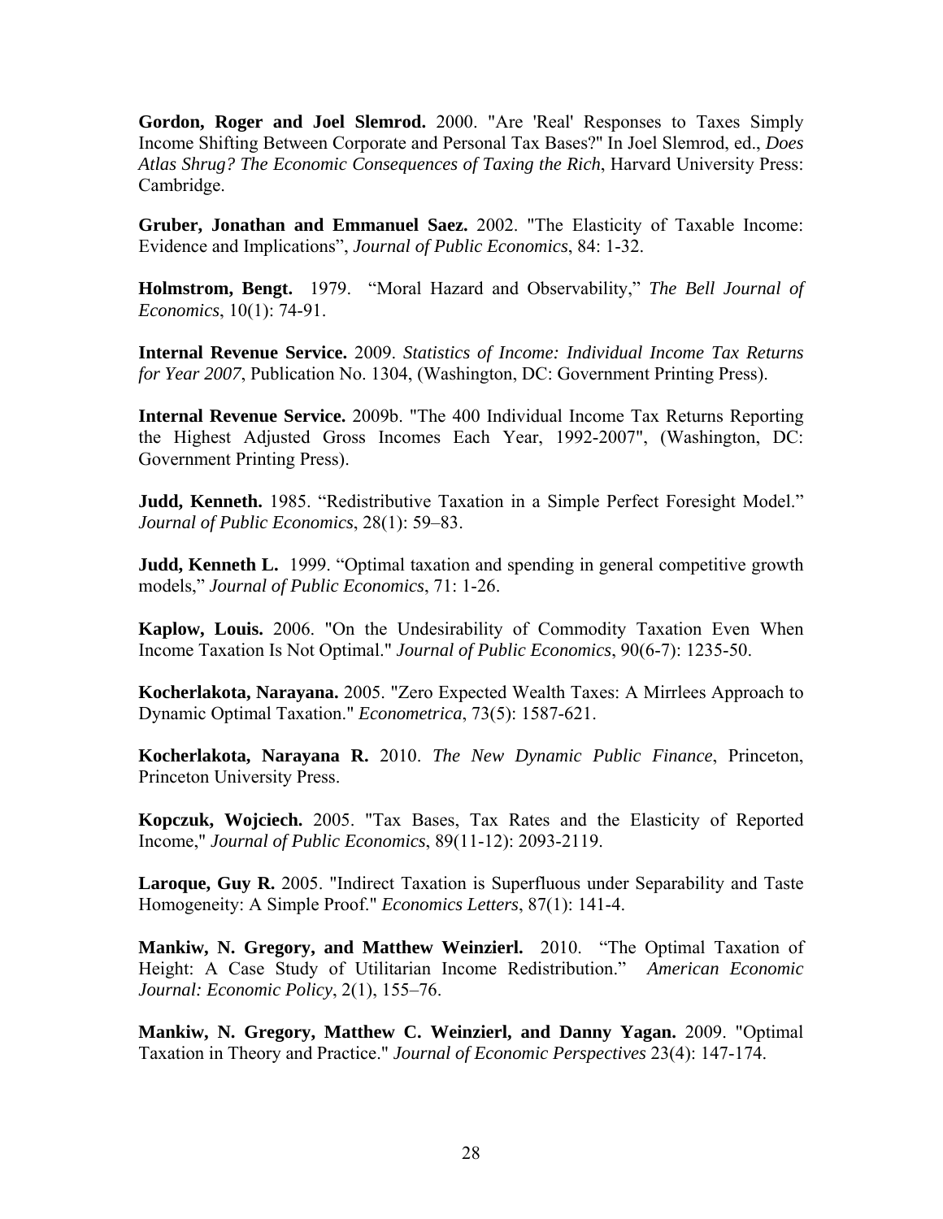**Gordon, Roger and Joel Slemrod.** 2000. "Are 'Real' Responses to Taxes Simply Income Shifting Between Corporate and Personal Tax Bases?" In Joel Slemrod, ed., *Does Atlas Shrug? The Economic Consequences of Taxing the Rich*, Harvard University Press: Cambridge.

**Gruber, Jonathan and Emmanuel Saez.** 2002. "The Elasticity of Taxable Income: Evidence and Implications", *Journal of Public Economics*, 84: 1-32.

**Holmstrom, Bengt.** 1979. "Moral Hazard and Observability," *The Bell Journal of Economics*, 10(1): 74-91.

**Internal Revenue Service.** 2009. *Statistics of Income: Individual Income Tax Returns for Year 2007*, Publication No. 1304, (Washington, DC: Government Printing Press).

**Internal Revenue Service.** 2009b. "The 400 Individual Income Tax Returns Reporting the Highest Adjusted Gross Incomes Each Year, 1992-2007", (Washington, DC: Government Printing Press).

**Judd, Kenneth.** 1985. "Redistributive Taxation in a Simple Perfect Foresight Model." *Journal of Public Economics*, 28(1): 59–83.

**Judd, Kenneth L.** 1999. "Optimal taxation and spending in general competitive growth models," *Journal of Public Economics*, 71: 1-26.

**Kaplow, Louis.** 2006. "On the Undesirability of Commodity Taxation Even When Income Taxation Is Not Optimal." *Journal of Public Economics*, 90(6-7): 1235-50.

**Kocherlakota, Narayana.** 2005. "Zero Expected Wealth Taxes: A Mirrlees Approach to Dynamic Optimal Taxation." *Econometrica*, 73(5): 1587-621.

**Kocherlakota, Narayana R.** 2010. *The New Dynamic Public Finance*, Princeton, Princeton University Press.

**Kopczuk, Wojciech.** 2005. "Tax Bases, Tax Rates and the Elasticity of Reported Income," *Journal of Public Economics*, 89(11-12): 2093-2119.

**Laroque, Guy R.** 2005. "Indirect Taxation is Superfluous under Separability and Taste Homogeneity: A Simple Proof." *Economics Letters*, 87(1): 141-4.

**Mankiw, N. Gregory, and Matthew Weinzierl.** 2010. "The Optimal Taxation of Height: A Case Study of Utilitarian Income Redistribution." *American Economic Journal: Economic Policy*, 2(1), 155–76.

**Mankiw, N. Gregory, Matthew C. Weinzierl, and Danny Yagan.** 2009. "Optimal Taxation in Theory and Practice." *Journal of Economic Perspectives* 23(4): 147-174.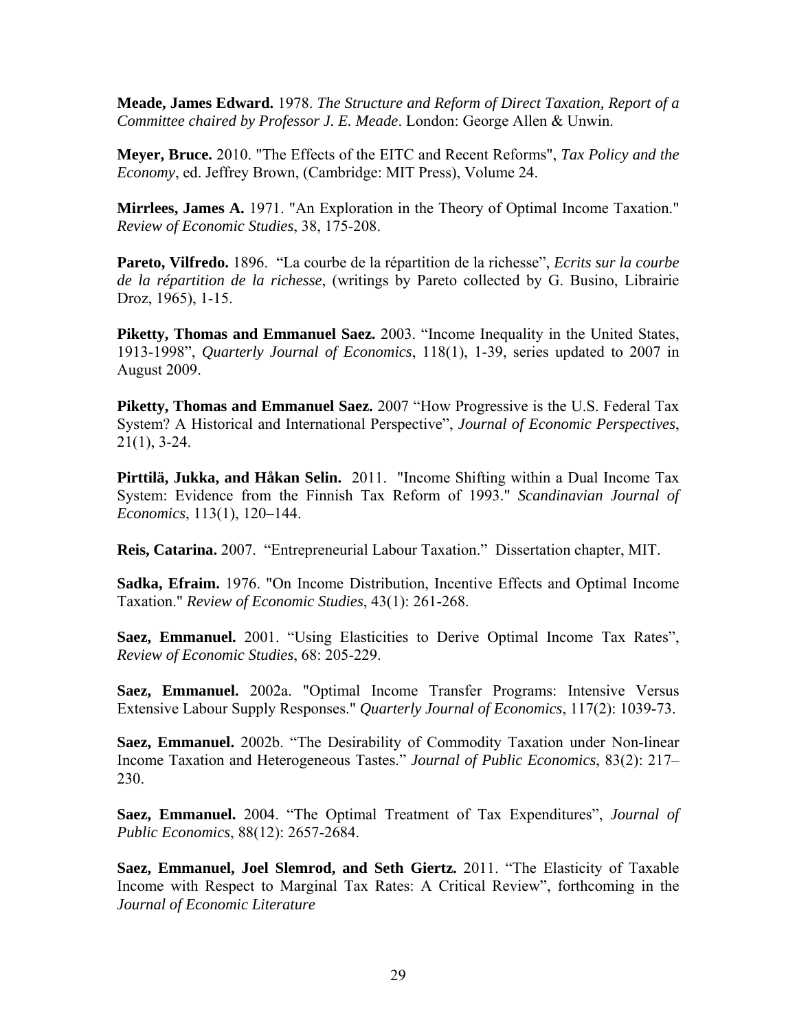**Meade, James Edward.** 1978. *The Structure and Reform of Direct Taxation, Report of a Committee chaired by Professor J. E. Meade*. London: George Allen & Unwin.

**Meyer, Bruce.** 2010. "The Effects of the EITC and Recent Reforms", *Tax Policy and the Economy*, ed. Jeffrey Brown, (Cambridge: MIT Press), Volume 24.

**Mirrlees, James A.** 1971. "An Exploration in the Theory of Optimal Income Taxation." *Review of Economic Studies*, 38, 175-208.

**Pareto, Vilfredo.** 1896. "La courbe de la répartition de la richesse", *Ecrits sur la courbe de la répartition de la richesse*, (writings by Pareto collected by G. Busino, Librairie Droz, 1965), 1-15.

**Piketty, Thomas and Emmanuel Saez.** 2003. "Income Inequality in the United States, 1913-1998", *Quarterly Journal of Economics*, 118(1), 1-39, series updated to 2007 in August 2009.

**Piketty, Thomas and Emmanuel Saez.** 2007 "How Progressive is the U.S. Federal Tax System? A Historical and International Perspective", *Journal of Economic Perspectives*, 21(1), 3-24.

**Pirttilä, Jukka, and Håkan Selin.** 2011. "Income Shifting within a Dual Income Tax System: Evidence from the Finnish Tax Reform of 1993." *Scandinavian Journal of Economics*, 113(1), 120–144.

**Reis, Catarina.** 2007. "Entrepreneurial Labour Taxation." Dissertation chapter, MIT.

**Sadka, Efraim.** 1976. "On Income Distribution, Incentive Effects and Optimal Income Taxation." *Review of Economic Studies*, 43(1): 261-268.

**Saez, Emmanuel.** 2001. "Using Elasticities to Derive Optimal Income Tax Rates", *Review of Economic Studies*, 68: 205-229.

**Saez, Emmanuel.** 2002a. "Optimal Income Transfer Programs: Intensive Versus Extensive Labour Supply Responses." *Quarterly Journal of Economics*, 117(2): 1039-73.

**Saez, Emmanuel.** 2002b. "The Desirability of Commodity Taxation under Non-linear Income Taxation and Heterogeneous Tastes." *Journal of Public Economics*, 83(2): 217–230.

**Saez, Emmanuel.** 2004. "The Optimal Treatment of Tax Expenditures", *Journal of Public Economics*, 88(12): 2657-2684.

**Saez, Emmanuel, Joel Slemrod, and Seth Giertz.** 2011. "The Elasticity of Taxable Income with Respect to Marginal Tax Rates: A Critical Review", forthcoming in the *Journal of Economic Literature*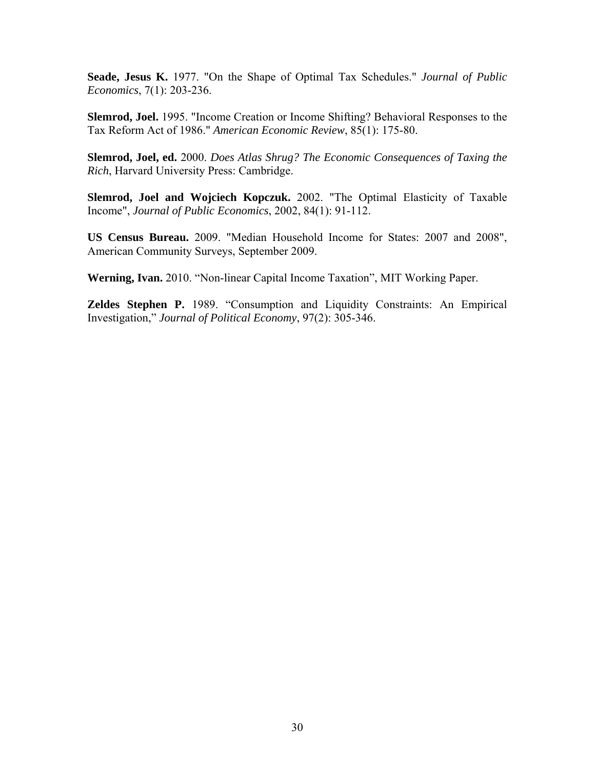**Seade, Jesus K.** 1977. "On the Shape of Optimal Tax Schedules." *Journal of Public Economics*, 7(1): 203-236.

**Slemrod, Joel.** 1995. "Income Creation or Income Shifting? Behavioral Responses to the Tax Reform Act of 1986." *American Economic Review*, 85(1): 175-80.

**Slemrod, Joel, ed.** 2000. *Does Atlas Shrug? The Economic Consequences of Taxing the Rich*, Harvard University Press: Cambridge.

**Slemrod, Joel and Wojciech Kopczuk.** 2002. "The Optimal Elasticity of Taxable Income", *Journal of Public Economics*, 2002, 84(1): 91-112.

**US Census Bureau.** 2009. "Median Household Income for States: 2007 and 2008", American Community Surveys, September 2009.

**Werning, Ivan.** 2010. "Non-linear Capital Income Taxation", MIT Working Paper.

**Zeldes Stephen P.** 1989. "Consumption and Liquidity Constraints: An Empirical Investigation," *Journal of Political Economy*, 97(2): 305-346.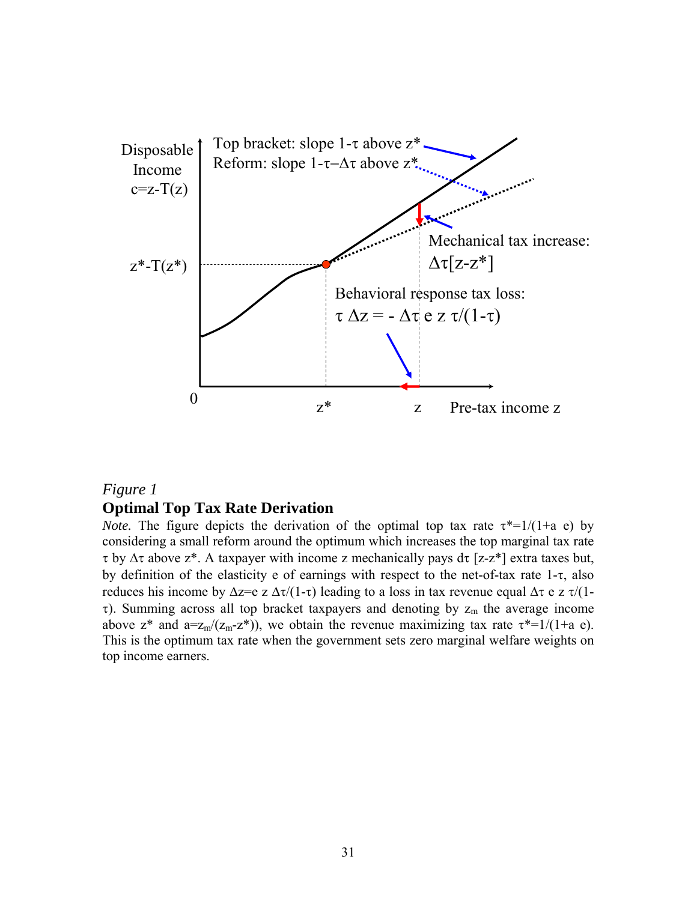Disposable Income $c=z-T(z)$

Top bracket: slope $1-\tau$ above $z^*$

Reform: slope $1-\tau-\Delta\tau$ above $z^*$

$z^*-T(z^*)$

Mechanical tax increase: $\Delta\tau[z-z^*]$

Behavioral response tax loss: $\tau\,\Delta z = -\,\Delta\tau\, e\, z\, \tau/(1-\tau)$

0 $z^*$ $z$ Pre-tax income $z$

*Figure 1*

**Optimal Top Tax Rate Derivation**

*Note.* The figure depicts the derivation of the optimal top tax rate $\tau^*=1/(1+a\ e)$ by considering a small reform around the optimum which increases the top marginal tax rate $\tau$ by $\Delta\tau$ above $z^*$. A taxpayer with income $z$ mechanically pays $d\tau\ [z-z^*]$ extra taxes but, by definition of the elasticity $e$ of earnings with respect to the net-of-tax rate $1-\tau$, also reduces his income by $\Delta z=e\ z\ \Delta\tau/(1-\tau)$ leading to a loss in tax revenue equal $\Delta\tau\ e\ z\ \tau/(1-\tau)$. Summing across all top bracket taxpayers and denoting by $z_m$ the average income above $z^*$ and $a=z_m/(z_m-z^*)$), we obtain the revenue maximizing tax rate $\tau^*=1/(1+a\ e)$. This is the optimum tax rate when the government sets zero marginal welfare weights on top income earners.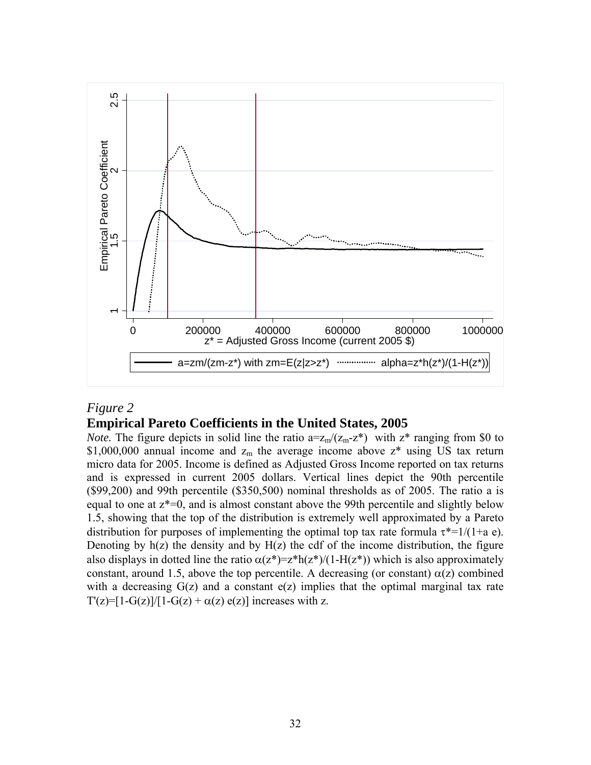*Figure 2*

**Empirical Pareto Coefficients in the United States, 2005**

*Note.* The figure depicts in solid line the ratio $a=z_m/(z_m-z^*)$ with $z^*$ ranging from \$0 to \$1,000,000 annual income and $z_m$ the average income above $z^*$ using US tax return micro data for 2005. Income is defined as Adjusted Gross Income reported on tax returns and is expressed in current 2005 dollars. Vertical lines depict the 90th percentile (\$99,200) and 99th percentile (\$350,500) nominal thresholds as of 2005. The ratio a is equal to one at $z^*=0$, and is almost constant above the 99th percentile and slightly below 1.5, showing that the top of the distribution is extremely well approximated by a Pareto distribution for purposes of implementing the optimal top tax rate formula $\tau^*=1/(1+a\ e)$. Denoting by $h(z)$ the density and by $H(z)$ the cdf of the income distribution, the figure also displays in dotted line the ratio $\alpha(z^*)=z^*h(z^*)/(1-H(z^*))$ which is also approximately constant, around 1.5, above the top percentile. A decreasing (or constant) $\alpha(z)$ combined with a decreasing $G(z)$ and a constant $e(z)$ implies that the optimal marginal tax rate $T'(z)=[1-G(z)]/[1-G(z)+\alpha(z)\ e(z)]$ increases with z.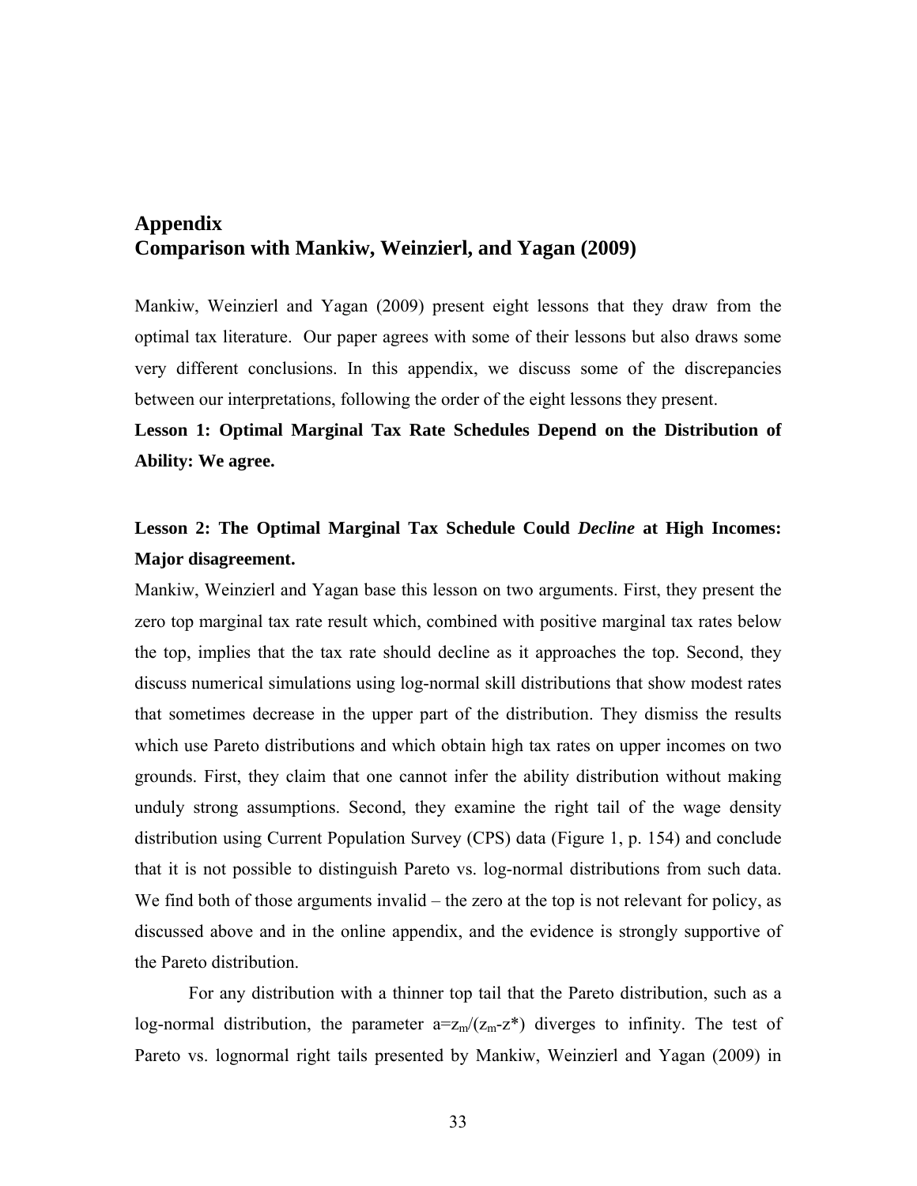# Appendix
# Comparison with Mankiw, Weinzierl, and Yagan (2009)

Mankiw, Weinzierl and Yagan (2009) present eight lessons that they draw from the optimal tax literature. Our paper agrees with some of their lessons but also draws some very different conclusions. In this appendix, we discuss some of the discrepancies between our interpretations, following the order of the eight lessons they present.

**Lesson 1: Optimal Marginal Tax Rate Schedules Depend on the Distribution of Ability: We agree.**

**Lesson 2: The Optimal Marginal Tax Schedule Could *Decline* at High Incomes: Major disagreement.**

Mankiw, Weinzierl and Yagan base this lesson on two arguments. First, they present the zero top marginal tax rate result which, combined with positive marginal tax rates below the top, implies that the tax rate should decline as it approaches the top. Second, they discuss numerical simulations using log-normal skill distributions that show modest rates that sometimes decrease in the upper part of the distribution. They dismiss the results which use Pareto distributions and which obtain high tax rates on upper incomes on two grounds. First, they claim that one cannot infer the ability distribution without making unduly strong assumptions. Second, they examine the right tail of the wage density distribution using Current Population Survey (CPS) data (Figure 1, p. 154) and conclude that it is not possible to distinguish Pareto vs. log-normal distributions from such data. We find both of those arguments invalid – the zero at the top is not relevant for policy, as discussed above and in the online appendix, and the evidence is strongly supportive of the Pareto distribution.

For any distribution with a thinner top tail that the Pareto distribution, such as a log-normal distribution, the parameter $a=z_m/(z_m-z^*)$ diverges to infinity. The test of Pareto vs. lognormal right tails presented by Mankiw, Weinzierl and Yagan (2009) in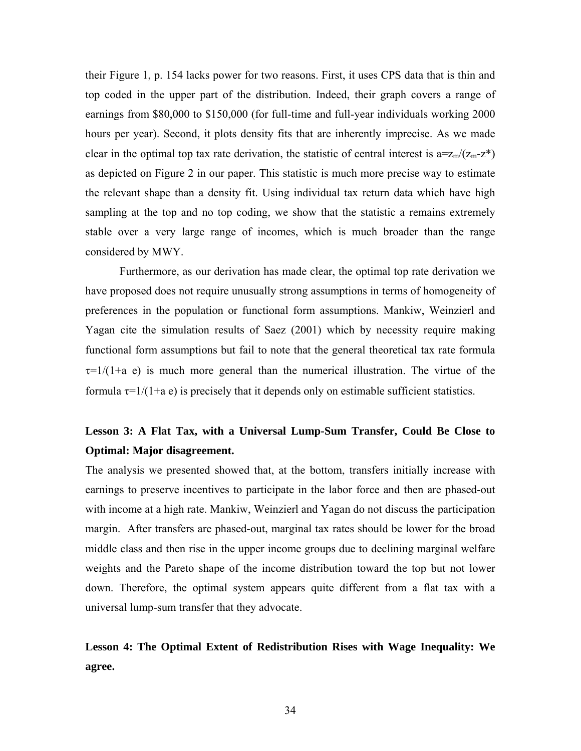their Figure 1, p. 154 lacks power for two reasons. First, it uses CPS data that is thin and top coded in the upper part of the distribution. Indeed, their graph covers a range of earnings from \$80,000 to \$150,000 (for full-time and full-year individuals working 2000 hours per year). Second, it plots density fits that are inherently imprecise. As we made clear in the optimal top tax rate derivation, the statistic of central interest is $a=z_m/(z_m-z^*)$ as depicted on Figure 2 in our paper. This statistic is much more precise way to estimate the relevant shape than a density fit. Using individual tax return data which have high sampling at the top and no top coding, we show that the statistic a remains extremely stable over a very large range of incomes, which is much broader than the range considered by MWY.

Furthermore, as our derivation has made clear, the optimal top rate derivation we have proposed does not require unusually strong assumptions in terms of homogeneity of preferences in the population or functional form assumptions. Mankiw, Weinzierl and Yagan cite the simulation results of Saez (2001) which by necessity require making functional form assumptions but fail to note that the general theoretical tax rate formula $\tau=1/(1+a\ e)$ is much more general than the numerical illustration. The virtue of the formula $\tau=1/(1+a\ e)$ is precisely that it depends only on estimable sufficient statistics.

**Lesson 3: A Flat Tax, with a Universal Lump-Sum Transfer, Could Be Close to Optimal: Major disagreement.**

The analysis we presented showed that, at the bottom, transfers initially increase with earnings to preserve incentives to participate in the labor force and then are phased-out with income at a high rate. Mankiw, Weinzierl and Yagan do not discuss the participation margin. After transfers are phased-out, marginal tax rates should be lower for the broad middle class and then rise in the upper income groups due to declining marginal welfare weights and the Pareto shape of the income distribution toward the top but not lower down. Therefore, the optimal system appears quite different from a flat tax with a universal lump-sum transfer that they advocate.

**Lesson 4: The Optimal Extent of Redistribution Rises with Wage Inequality: We agree.**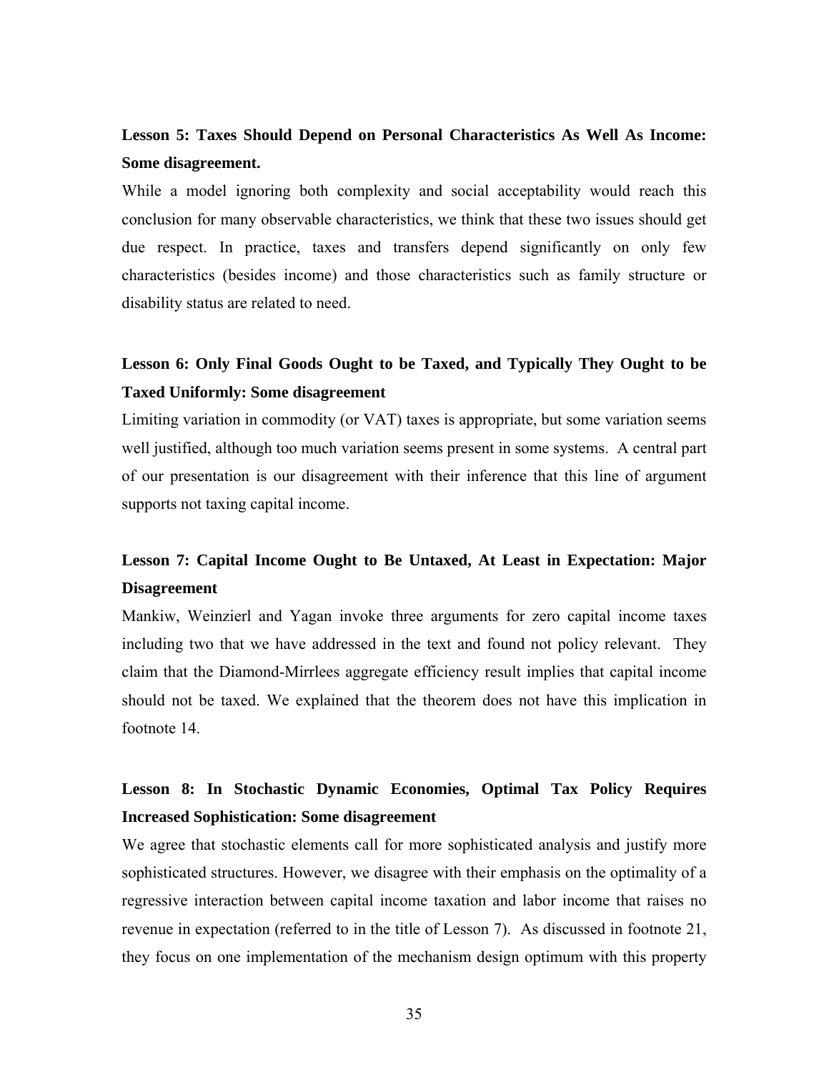### Lesson 5: Taxes Should Depend on Personal Characteristics As Well As Income: Some disagreement.

While a model ignoring both complexity and social acceptability would reach this conclusion for many observable characteristics, we think that these two issues should get due respect. In practice, taxes and transfers depend significantly on only few characteristics (besides income) and those characteristics such as family structure or disability status are related to need.

### Lesson 6: Only Final Goods Ought to be Taxed, and Typically They Ought to be Taxed Uniformly: Some disagreement

Limiting variation in commodity (or VAT) taxes is appropriate, but some variation seems well justified, although too much variation seems present in some systems. A central part of our presentation is our disagreement with their inference that this line of argument supports not taxing capital income.

### Lesson 7: Capital Income Ought to Be Untaxed, At Least in Expectation: Major Disagreement

Mankiw, Weinzierl and Yagan invoke three arguments for zero capital income taxes including two that we have addressed in the text and found not policy relevant. They claim that the Diamond-Mirrlees aggregate efficiency result implies that capital income should not be taxed. We explained that the theorem does not have this implication in footnote 14.

### Lesson 8: In Stochastic Dynamic Economies, Optimal Tax Policy Requires Increased Sophistication: Some disagreement

We agree that stochastic elements call for more sophisticated analysis and justify more sophisticated structures. However, we disagree with their emphasis on the optimality of a regressive interaction between capital income taxation and labor income that raises no revenue in expectation (referred to in the title of Lesson 7). As discussed in footnote 21, they focus on one implementation of the mechanism design optimum with this property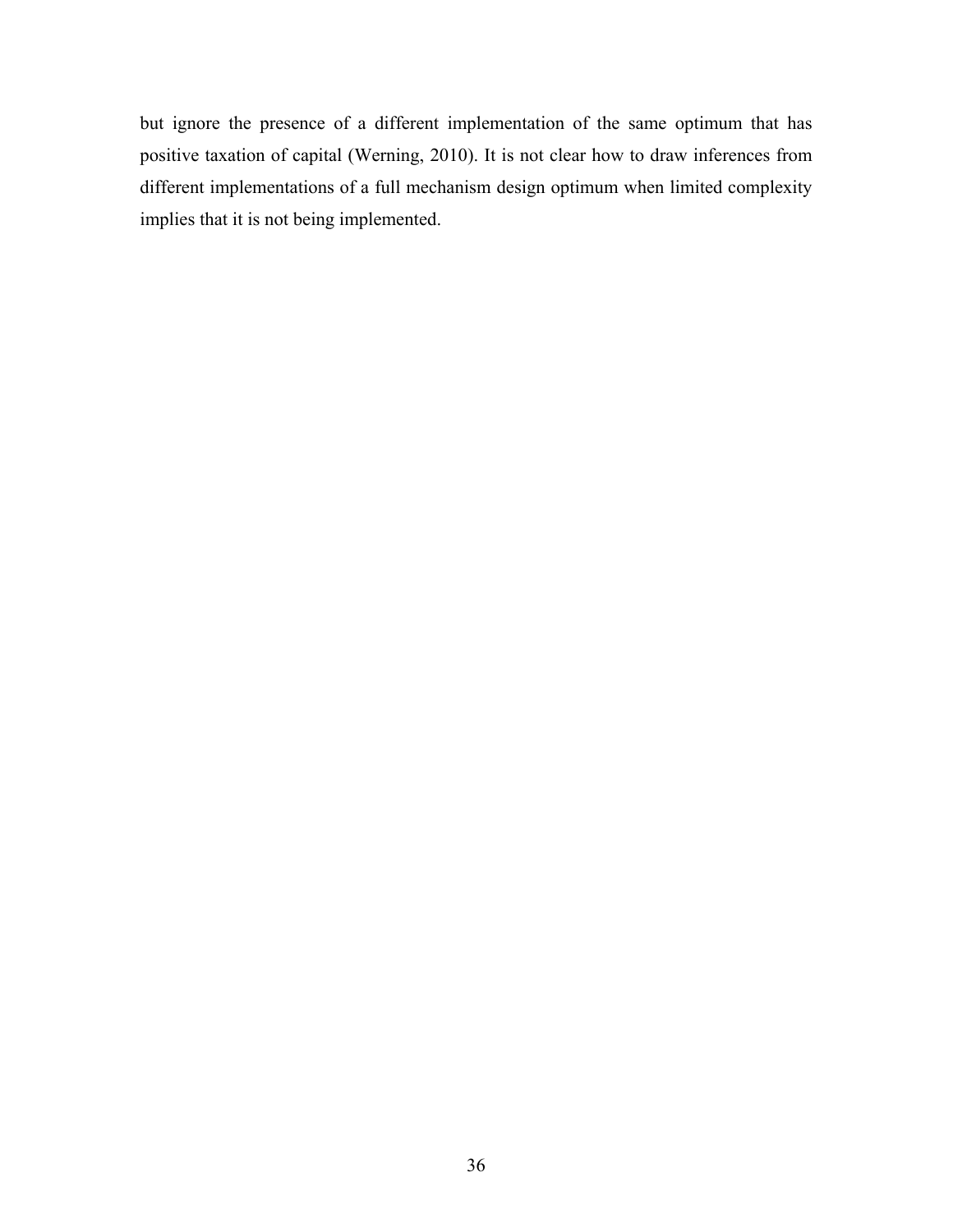but ignore the presence of a different implementation of the same optimum that has positive taxation of capital (Werning, 2010). It is not clear how to draw inferences from different implementations of a full mechanism design optimum when limited complexity implies that it is not being implemented.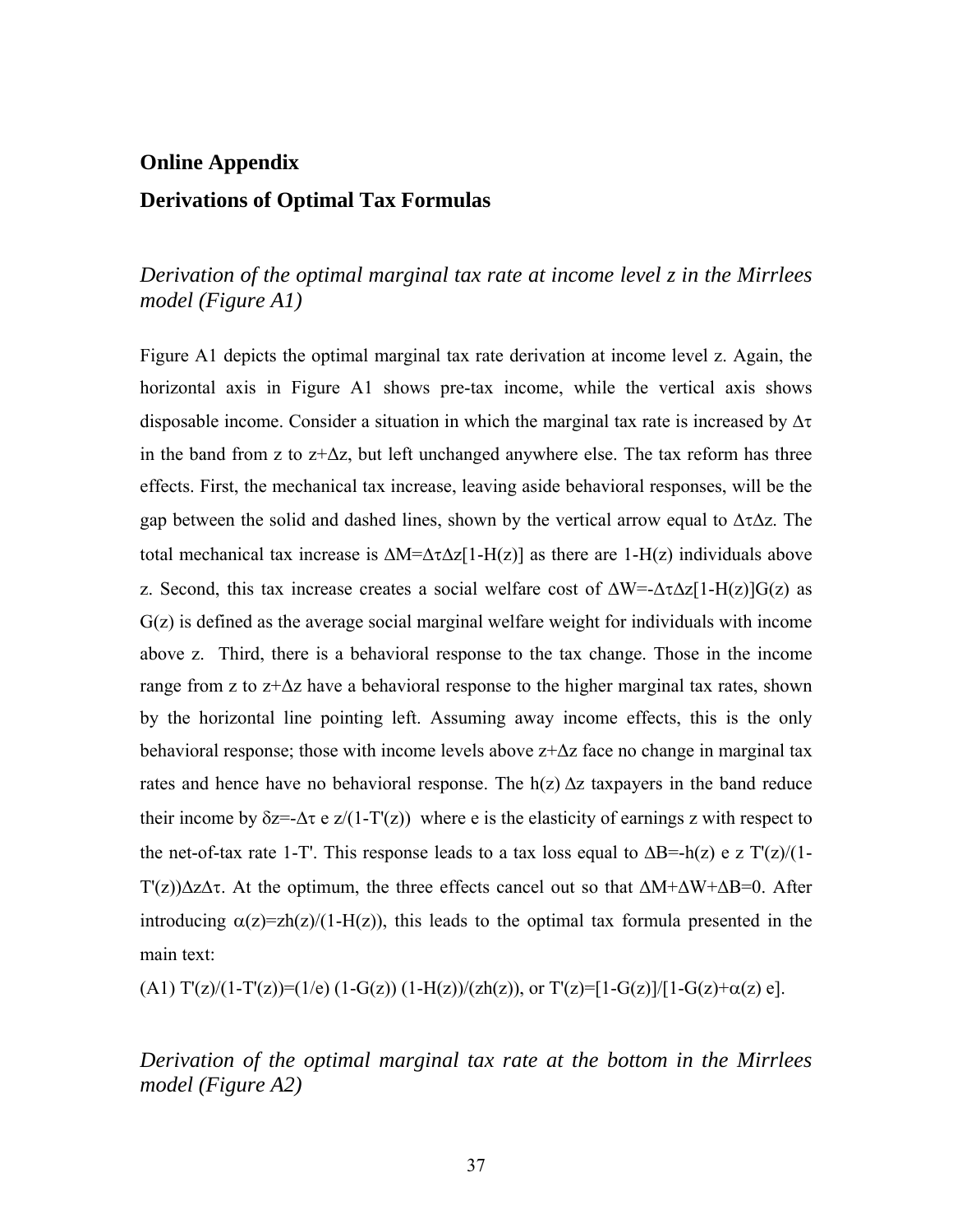## Online Appendix

## Derivations of Optimal Tax Formulas

### *Derivation of the optimal marginal tax rate at income level z in the Mirrlees model (Figure A1)*

Figure A1 depicts the optimal marginal tax rate derivation at income level z. Again, the horizontal axis in Figure A1 shows pre-tax income, while the vertical axis shows disposable income. Consider a situation in which the marginal tax rate is increased by $\Delta\tau$ in the band from z to $z+\Delta z$, but left unchanged anywhere else. The tax reform has three effects. First, the mechanical tax increase, leaving aside behavioral responses, will be the gap between the solid and dashed lines, shown by the vertical arrow equal to $\Delta\tau\Delta z$. The total mechanical tax increase is $\Delta M=\Delta\tau\Delta z[1-H(z)]$ as there are $1-H(z)$ individuals above z. Second, this tax increase creates a social welfare cost of $\Delta W=-\Delta\tau\Delta z[1-H(z)]G(z)$ as $G(z)$ is defined as the average social marginal welfare weight for individuals with income above z. Third, there is a behavioral response to the tax change. Those in the income range from z to $z+\Delta z$ have a behavioral response to the higher marginal tax rates, shown by the horizontal line pointing left. Assuming away income effects, this is the only behavioral response; those with income levels above $z+\Delta z$ face no change in marginal tax rates and hence have no behavioral response. The $h(z)\,\Delta z$ taxpayers in the band reduce their income by $\delta z=-\Delta\tau\, e\, z/(1-T'(z))$ where e is the elasticity of earnings z with respect to the net-of-tax rate $1-T'$. This response leads to a tax loss equal to $\Delta B=-h(z)\, e\, z\, T'(z)/(1-T'(z))\Delta z\Delta\tau$. At the optimum, the three effects cancel out so that $\Delta M+\Delta W+\Delta B=0$. After introducing $\alpha(z)=zh(z)/(1-H(z))$, this leads to the optimal tax formula presented in the main text:

(A1) $T'(z)/(1-T'(z))=(1/e)\,(1-G(z))\,(1-H(z))/(zh(z))$, or $T'(z)=[1-G(z)]/[1-G(z)+\alpha(z)\, e]$.

### *Derivation of the optimal marginal tax rate at the bottom in the Mirrlees model (Figure A2)*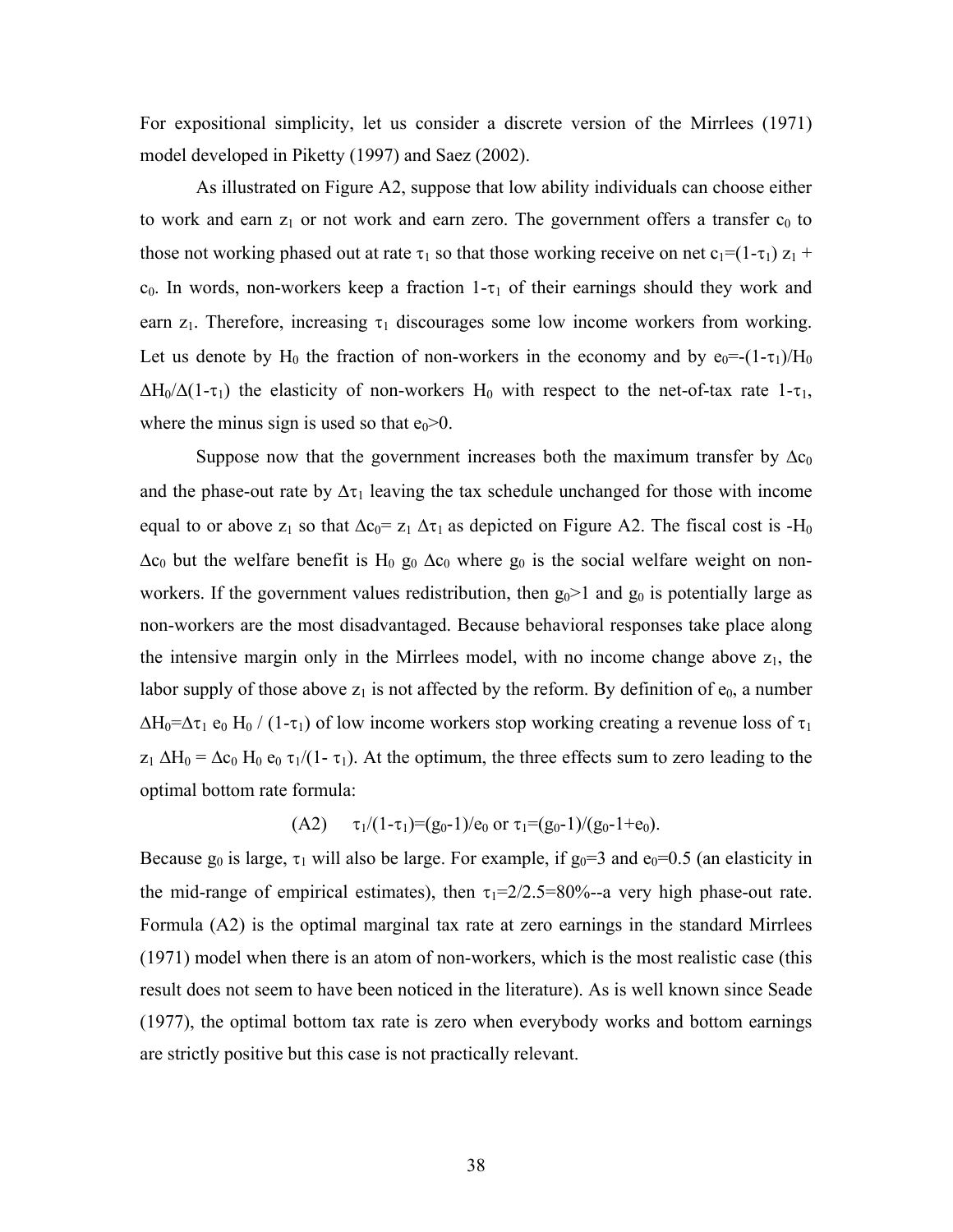For expositional simplicity, let us consider a discrete version of the Mirrlees (1971) model developed in Piketty (1997) and Saez (2002).

As illustrated on Figure A2, suppose that low ability individuals can choose either to work and earn $z_1$ or not work and earn zero. The government offers a transfer $c_0$ to those not working phased out at rate $\tau_1$ so that those working receive on net $c_1=(1-\tau_1)\, z_1 + c_0$. In words, non-workers keep a fraction $1-\tau_1$ of their earnings should they work and earn $z_1$. Therefore, increasing $\tau_1$ discourages some low income workers from working. Let us denote by $H_0$ the fraction of non-workers in the economy and by $e_0=-(1-\tau_1)/H_0\ \Delta H_0/\Delta(1-\tau_1)$ the elasticity of non-workers $H_0$ with respect to the net-of-tax rate $1-\tau_1$, where the minus sign is used so that $e_0>0$.

Suppose now that the government increases both the maximum transfer by $\Delta c_0$ and the phase-out rate by $\Delta\tau_1$ leaving the tax schedule unchanged for those with income equal to or above $z_1$ so that $\Delta c_0= z_1\ \Delta\tau_1$ as depicted on Figure A2. The fiscal cost is $-H_0\ \Delta c_0$ but the welfare benefit is $H_0\ g_0\ \Delta c_0$ where $g_0$ is the social welfare weight on non-workers. If the government values redistribution, then $g_0>1$ and $g_0$ is potentially large as non-workers are the most disadvantaged. Because behavioral responses take place along the intensive margin only in the Mirrlees model, with no income change above $z_1$, the labor supply of those above $z_1$ is not affected by the reform. By definition of $e_0$, a number $\Delta H_0=\Delta\tau_1\ e_0\ H_0\ /\ (1-\tau_1)$ of low income workers stop working creating a revenue loss of $\tau_1\ z_1\ \Delta H_0 = \Delta c_0\ H_0\ e_0\ \tau_1/(1-\ \tau_1)$. At the optimum, the three effects sum to zero leading to the optimal bottom rate formula:

$$\text{(A2)} \qquad \tau_1/(1-\tau_1)=(g_0-1)/e_0 \text{ or } \tau_1=(g_0-1)/(g_0-1+e_0).$$

Because $g_0$ is large, $\tau_1$ will also be large. For example, if $g_0=3$ and $e_0=0.5$ (an elasticity in the mid-range of empirical estimates), then $\tau_1=2/2.5=80\%$--a very high phase-out rate. Formula (A2) is the optimal marginal tax rate at zero earnings in the standard Mirrlees (1971) model when there is an atom of non-workers, which is the most realistic case (this result does not seem to have been noticed in the literature). As is well known since Seade (1977), the optimal bottom tax rate is zero when everybody works and bottom earnings are strictly positive but this case is not practically relevant.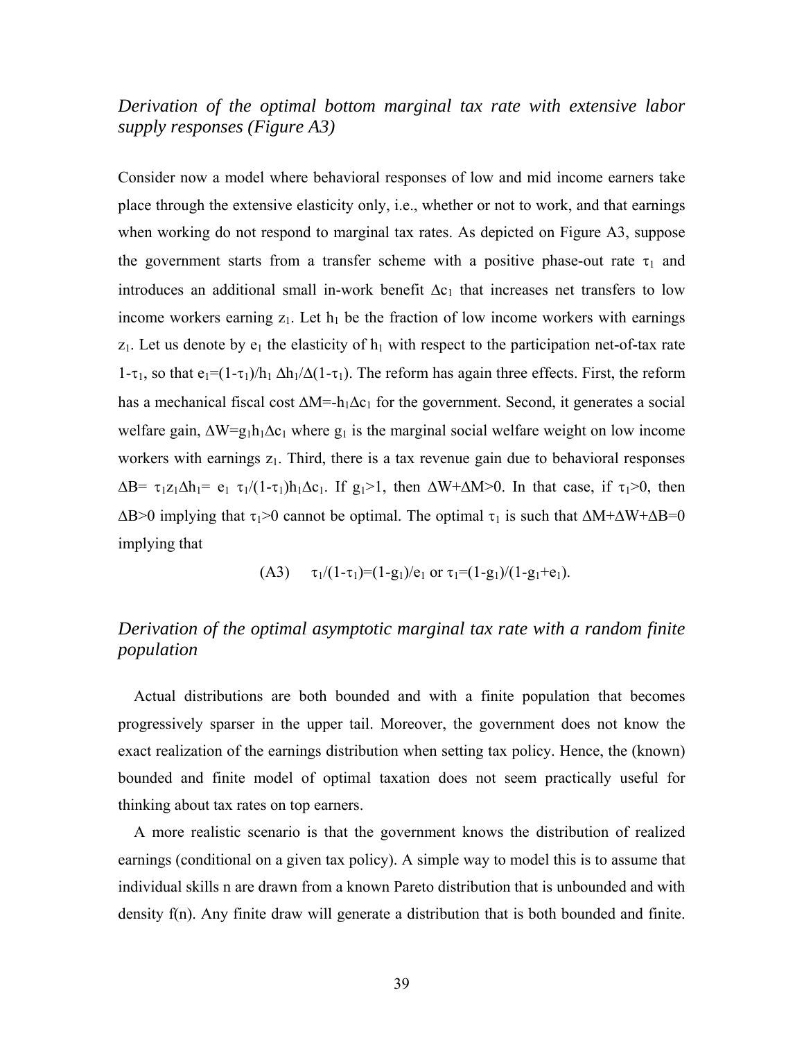### *Derivation of the optimal bottom marginal tax rate with extensive labor supply responses (Figure A3)*

Consider now a model where behavioral responses of low and mid income earners take place through the extensive elasticity only, i.e., whether or not to work, and that earnings when working do not respond to marginal tax rates. As depicted on Figure A3, suppose the government starts from a transfer scheme with a positive phase-out rate $\tau_1$ and introduces an additional small in-work benefit $\Delta c_1$ that increases net transfers to low income workers earning $z_1$. Let $h_1$ be the fraction of low income workers with earnings $z_1$. Let us denote by $e_1$ the elasticity of $h_1$ with respect to the participation net-of-tax rate $1-\tau_1$, so that $e_1=(1-\tau_1)/h_1\ \Delta h_1/\Delta(1-\tau_1)$. The reform has again three effects. First, the reform has a mechanical fiscal cost $\Delta M=-h_1\Delta c_1$ for the government. Second, it generates a social welfare gain, $\Delta W=g_1 h_1 \Delta c_1$ where $g_1$ is the marginal social welfare weight on low income workers with earnings $z_1$. Third, there is a tax revenue gain due to behavioral responses $\Delta B= \tau_1 z_1 \Delta h_1= e_1\ \tau_1/(1-\tau_1) h_1 \Delta c_1$. If $g_1>1$, then $\Delta W+\Delta M>0$. In that case, if $\tau_1>0$, then $\Delta B>0$ implying that $\tau_1>0$ cannot be optimal. The optimal $\tau_1$ is such that $\Delta M+\Delta W+\Delta B=0$ implying that

$$\text{(A3)} \qquad \tau_1/(1-\tau_1)=(1-g_1)/e_1 \text{ or } \tau_1=(1-g_1)/(1-g_1+e_1).$$

### *Derivation of the optimal asymptotic marginal tax rate with a random finite population*

Actual distributions are both bounded and with a finite population that becomes progressively sparser in the upper tail. Moreover, the government does not know the exact realization of the earnings distribution when setting tax policy. Hence, the (known) bounded and finite model of optimal taxation does not seem practically useful for thinking about tax rates on top earners.

A more realistic scenario is that the government knows the distribution of realized earnings (conditional on a given tax policy). A simple way to model this is to assume that individual skills n are drawn from a known Pareto distribution that is unbounded and with density f(n). Any finite draw will generate a distribution that is both bounded and finite.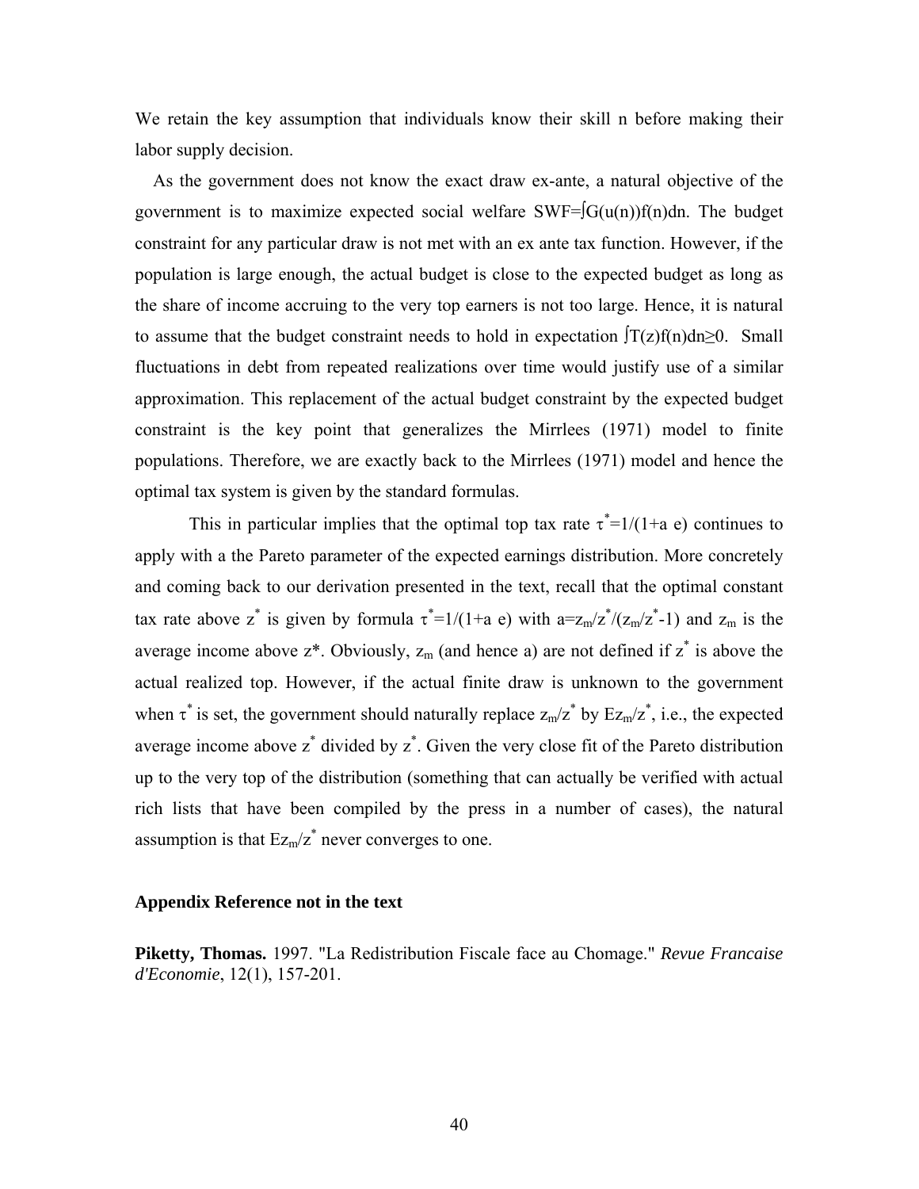We retain the key assumption that individuals know their skill n before making their labor supply decision.

As the government does not know the exact draw ex-ante, a natural objective of the government is to maximize expected social welfare $SWF=\int G(u(n))f(n)dn$. The budget constraint for any particular draw is not met with an ex ante tax function. However, if the population is large enough, the actual budget is close to the expected budget as long as the share of income accruing to the very top earners is not too large. Hence, it is natural to assume that the budget constraint needs to hold in expectation $\int T(z)f(n)dn \geq 0$. Small fluctuations in debt from repeated realizations over time would justify use of a similar approximation. This replacement of the actual budget constraint by the expected budget constraint is the key point that generalizes the Mirrlees (1971) model to finite populations. Therefore, we are exactly back to the Mirrlees (1971) model and hence the optimal tax system is given by the standard formulas.

This in particular implies that the optimal top tax rate $\tau^*=1/(1+a\ e)$ continues to apply with a the Pareto parameter of the expected earnings distribution. More concretely and coming back to our derivation presented in the text, recall that the optimal constant tax rate above $z^*$ is given by formula $\tau^*=1/(1+a\ e)$ with $a=z_m/z^*/(z_m/z^*-1)$ and $z_m$ is the average income above z*. Obviously, $z_m$ (and hence a) are not defined if $z^*$ is above the actual realized top. However, if the actual finite draw is unknown to the government when $\tau^*$ is set, the government should naturally replace $z_m/z^*$ by $Ez_m/z^*$, i.e., the expected average income above $z^*$ divided by $z^*$. Given the very close fit of the Pareto distribution up to the very top of the distribution (something that can actually be verified with actual rich lists that have been compiled by the press in a number of cases), the natural assumption is that $Ez_m/z^*$ never converges to one.

### Appendix Reference not in the text

**Piketty, Thomas.** 1997. "La Redistribution Fiscale face au Chomage." *Revue Francaise d'Economie*, 12(1), 157-201.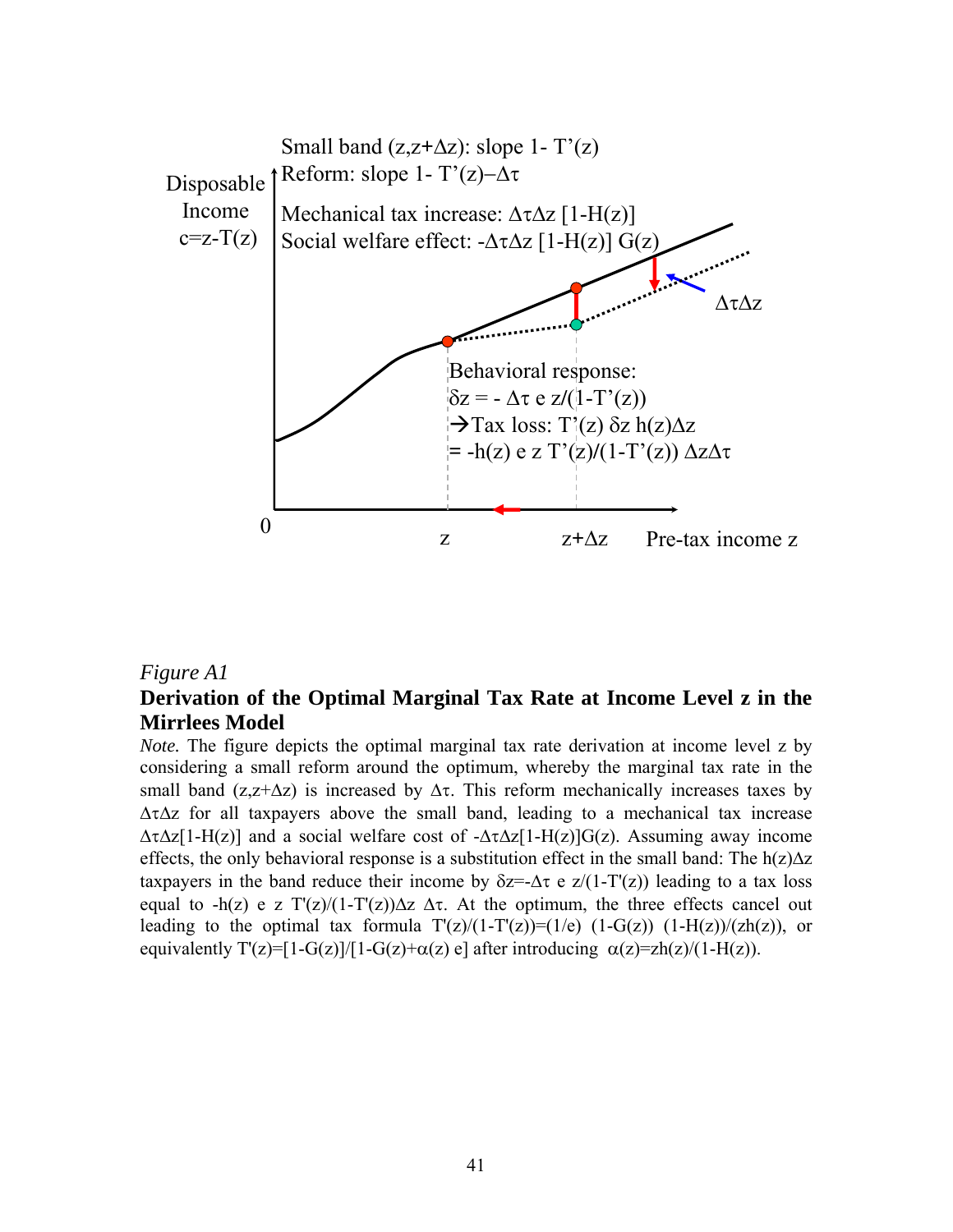Small band $(z, z+\Delta z)$: slope $1 - T'(z)$

Reform: slope $1 - T'(z) - \Delta\tau$

Mechanical tax increase: $\Delta\tau\Delta z\,[1-H(z)]$

Social welfare effect: $-\Delta\tau\Delta z\,[1-H(z)]\,G(z)$

Disposable Income $c = z - T(z)$

$\Delta\tau\Delta z$

Behavioral response:

$\delta z = -\Delta\tau\, e\, z/(1-T'(z))$

→Tax loss: $T'(z)\,\delta z\, h(z)\Delta z$

$= -h(z)\, e\, z\, T'(z)/(1-T'(z))\,\Delta z\Delta\tau$

0 $\quad z \quad z+\Delta z \quad$ Pre-tax income z

*Figure A1*

**Derivation of the Optimal Marginal Tax Rate at Income Level z in the Mirrlees Model**

*Note.* The figure depicts the optimal marginal tax rate derivation at income level z by considering a small reform around the optimum, whereby the marginal tax rate in the small band $(z, z+\Delta z)$ is increased by $\Delta\tau$. This reform mechanically increases taxes by $\Delta\tau\Delta z$ for all taxpayers above the small band, leading to a mechanical tax increase $\Delta\tau\Delta z[1-H(z)]$ and a social welfare cost of $-\Delta\tau\Delta z[1-H(z)]G(z)$. Assuming away income effects, the only behavioral response is a substitution effect in the small band: The $h(z)\Delta z$ taxpayers in the band reduce their income by $\delta z = -\Delta\tau\, e\, z/(1-T'(z))$ leading to a tax loss equal to $-h(z)\, e\, z\, T'(z)/(1-T'(z))\Delta z\, \Delta\tau$. At the optimum, the three effects cancel out leading to the optimal tax formula $T'(z)/(1-T'(z)) = (1/e)\,(1-G(z))\,(1-H(z))/(zh(z))$, or equivalently $T'(z) = [1-G(z)]/[1-G(z)+\alpha(z)\, e]$ after introducing $\alpha(z) = zh(z)/(1-H(z))$.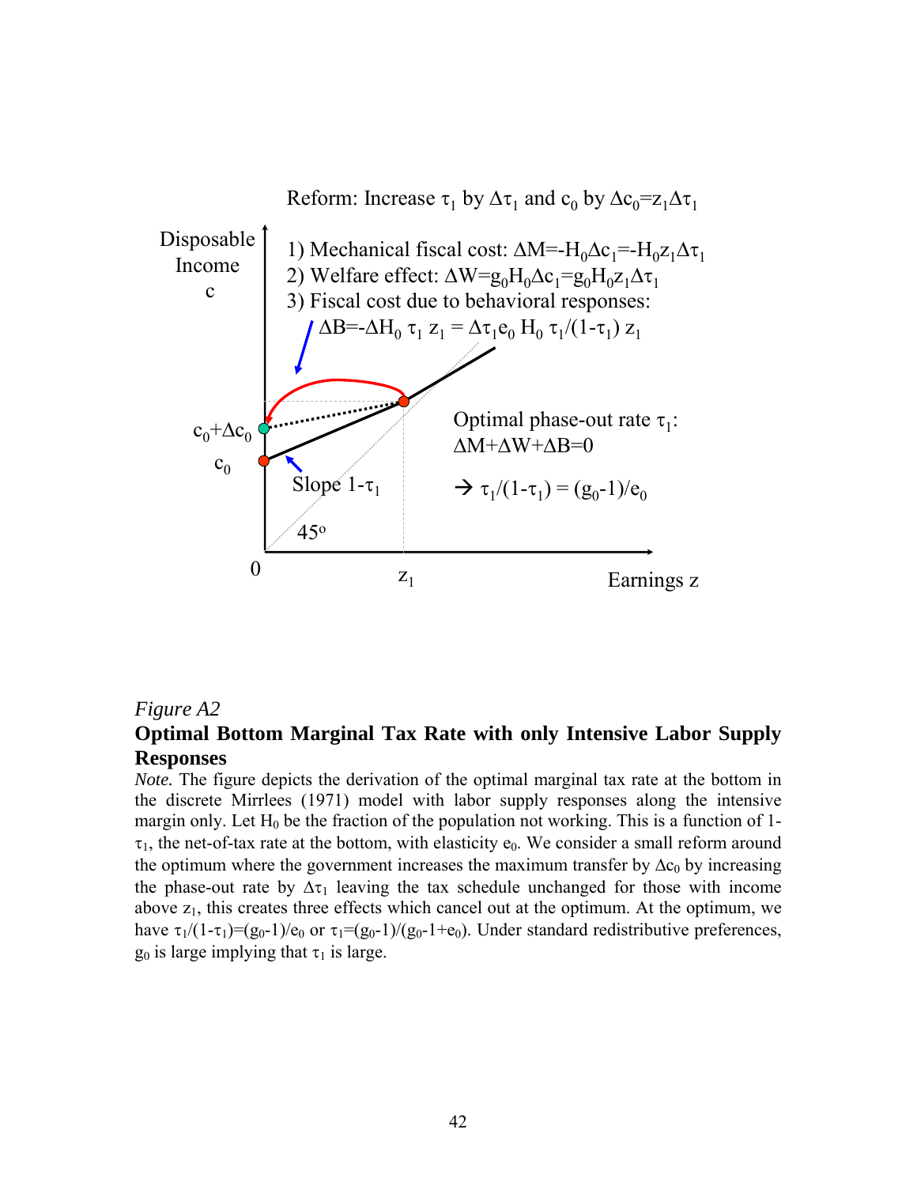Reform: Increase $\tau_1$ by $\Delta\tau_1$ and $c_0$ by $\Delta c_0 = z_1 \Delta\tau_1$

Disposable Income c

1) Mechanical fiscal cost: $\Delta M = -H_0 \Delta c_1 = -H_0 z_1 \Delta\tau_1$

2) Welfare effect: $\Delta W = g_0 H_0 \Delta c_1 = g_0 H_0 z_1 \Delta\tau_1$

3) Fiscal cost due to behavioral responses:

$\Delta B = -\Delta H_0 \, \tau_1 \, z_1 = \Delta\tau_1 e_0 \, H_0 \, \tau_1/(1-\tau_1) \, z_1$

$c_0 + \Delta c_0$

$c_0$

Slope $1-\tau_1$

$45^o$

Optimal phase-out rate $\tau_1$:

$\Delta M + \Delta W + \Delta B = 0$

$\rightarrow \tau_1/(1-\tau_1) = (g_0-1)/e_0$

0 $\quad z_1 \quad$ Earnings z

*Figure A2*

**Optimal Bottom Marginal Tax Rate with only Intensive Labor Supply Responses**

*Note.* The figure depicts the derivation of the optimal marginal tax rate at the bottom in the discrete Mirrlees (1971) model with labor supply responses along the intensive margin only. Let $H_0$ be the fraction of the population not working. This is a function of $1-\tau_1$, the net-of-tax rate at the bottom, with elasticity $e_0$. We consider a small reform around the optimum where the government increases the maximum transfer by $\Delta c_0$ by increasing the phase-out rate by $\Delta\tau_1$ leaving the tax schedule unchanged for those with income above $z_1$, this creates three effects which cancel out at the optimum. At the optimum, we have $\tau_1/(1-\tau_1)=(g_0-1)/e_0$ or $\tau_1=(g_0-1)/(g_0-1+e_0)$. Under standard redistributive preferences, $g_0$ is large implying that $\tau_1$ is large.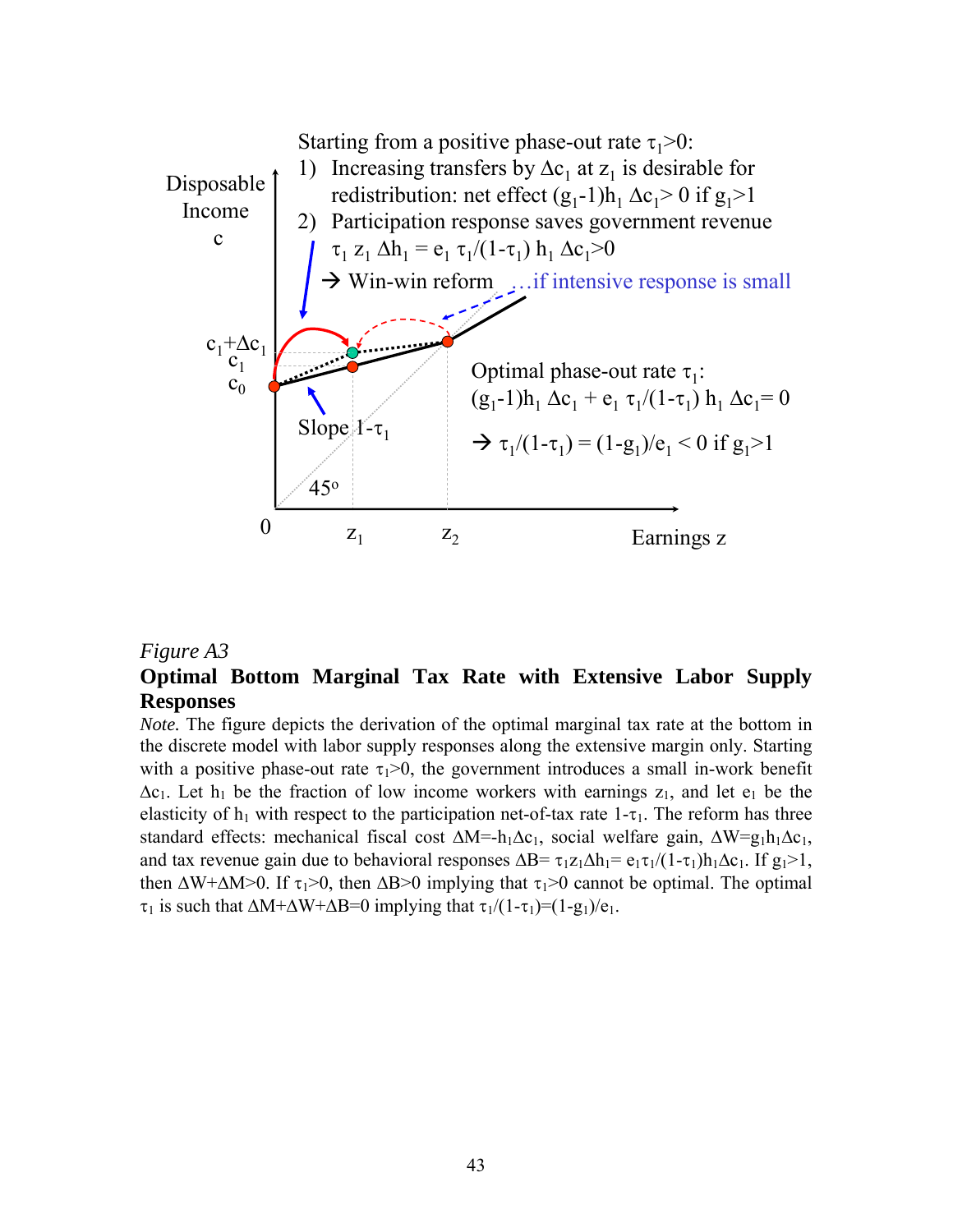Starting from a positive phase-out rate $\tau_1>0$:

1) Increasing transfers by $\Delta c_1$ at $z_1$ is desirable for redistribution: net effect $(g_1-1)h_1 \Delta c_1> 0$ if $g_1>1$
2) Participation response saves government revenue $\tau_1 z_1 \Delta h_1 = e_1 \tau_1/(1-\tau_1) h_1 \Delta c_1>0$

→ Win-win reform …if intensive response is small

Disposable Income c

$c_1+\Delta c_1$

$c_1$

$c_0$

Slope $1-\tau_1$

45°

0

$z_1$

$z_2$

Earnings z

Optimal phase-out rate $\tau_1$:

$(g_1-1)h_1 \Delta c_1 + e_1 \tau_1/(1-\tau_1) h_1 \Delta c_1= 0$

→ $\tau_1/(1-\tau_1) = (1-g_1)/e_1 < 0$ if $g_1>1$

*Figure A3*

**Optimal Bottom Marginal Tax Rate with Extensive Labor Supply Responses**

*Note.* The figure depicts the derivation of the optimal marginal tax rate at the bottom in the discrete model with labor supply responses along the extensive margin only. Starting with a positive phase-out rate $\tau_1>0$, the government introduces a small in-work benefit $\Delta c_1$. Let $h_1$ be the fraction of low income workers with earnings $z_1$, and let $e_1$ be the elasticity of $h_1$ with respect to the participation net-of-tax rate $1-\tau_1$. The reform has three standard effects: mechanical fiscal cost $\Delta M=-h_1\Delta c_1$, social welfare gain, $\Delta W=g_1h_1\Delta c_1$, and tax revenue gain due to behavioral responses $\Delta B= \tau_1z_1\Delta h_1= e_1\tau_1/(1-\tau_1)h_1\Delta c_1$. If $g_1>1$, then $\Delta W+\Delta M>0$. If $\tau_1>0$, then $\Delta B>0$ implying that $\tau_1>0$ cannot be optimal. The optimal $\tau_1$ is such that $\Delta M+\Delta W+\Delta B=0$ implying that $\tau_1/(1-\tau_1)=(1-g_1)/e_1$.